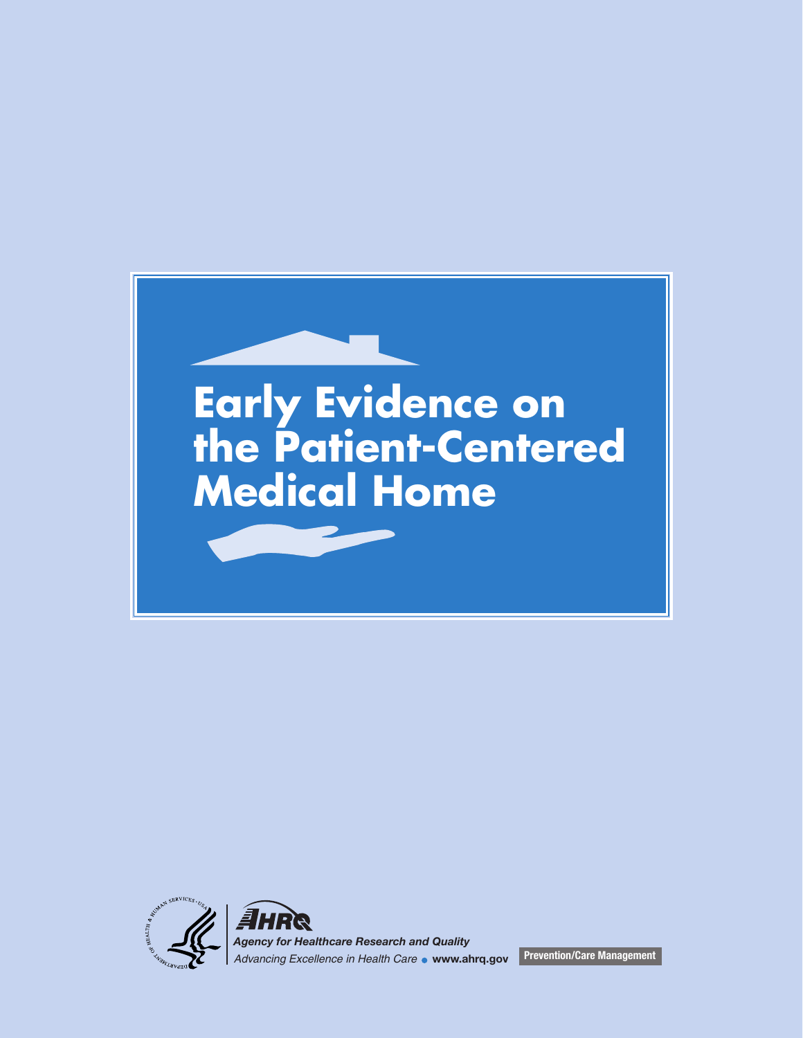# Early Evidence on the Patient-Centered Medical Home

**AHRQ**

***Agency for Healthcare Research and Quality***

*Advancing Excellence in Health Care* • **www.ahrq.gov**

**Prevention/Care Management**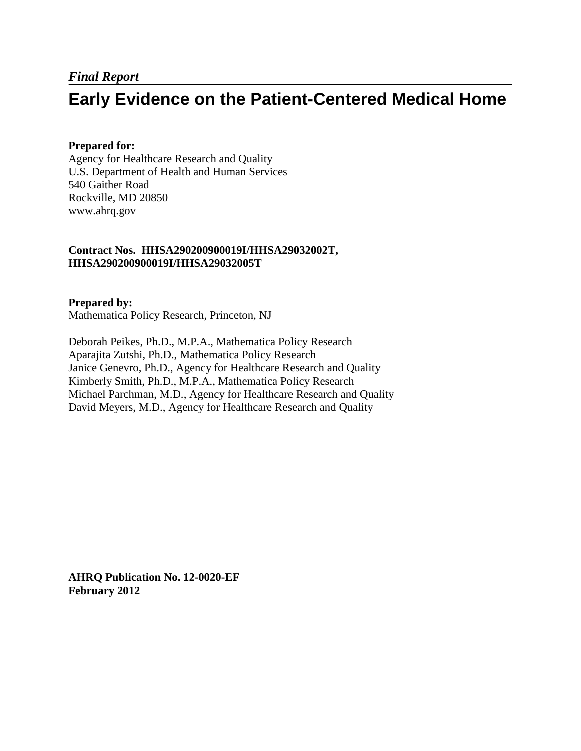*Final Report*

# Early Evidence on the Patient-Centered Medical Home

**Prepared for:**
Agency for Healthcare Research and Quality
U.S. Department of Health and Human Services
540 Gaither Road
Rockville, MD 20850
www.ahrq.gov

**Contract Nos. HHSA290200900019I/HHSA29032002T, HHSA290200900019I/HHSA29032005T**

**Prepared by:**
Mathematica Policy Research, Princeton, NJ

Deborah Peikes, Ph.D., M.P.A., Mathematica Policy Research
Aparajita Zutshi, Ph.D., Mathematica Policy Research
Janice Genevro, Ph.D., Agency for Healthcare Research and Quality
Kimberly Smith, Ph.D., M.P.A., Mathematica Policy Research
Michael Parchman, M.D., Agency for Healthcare Research and Quality
David Meyers, M.D., Agency for Healthcare Research and Quality

**AHRQ Publication No. 12-0020-EF**
**February 2012**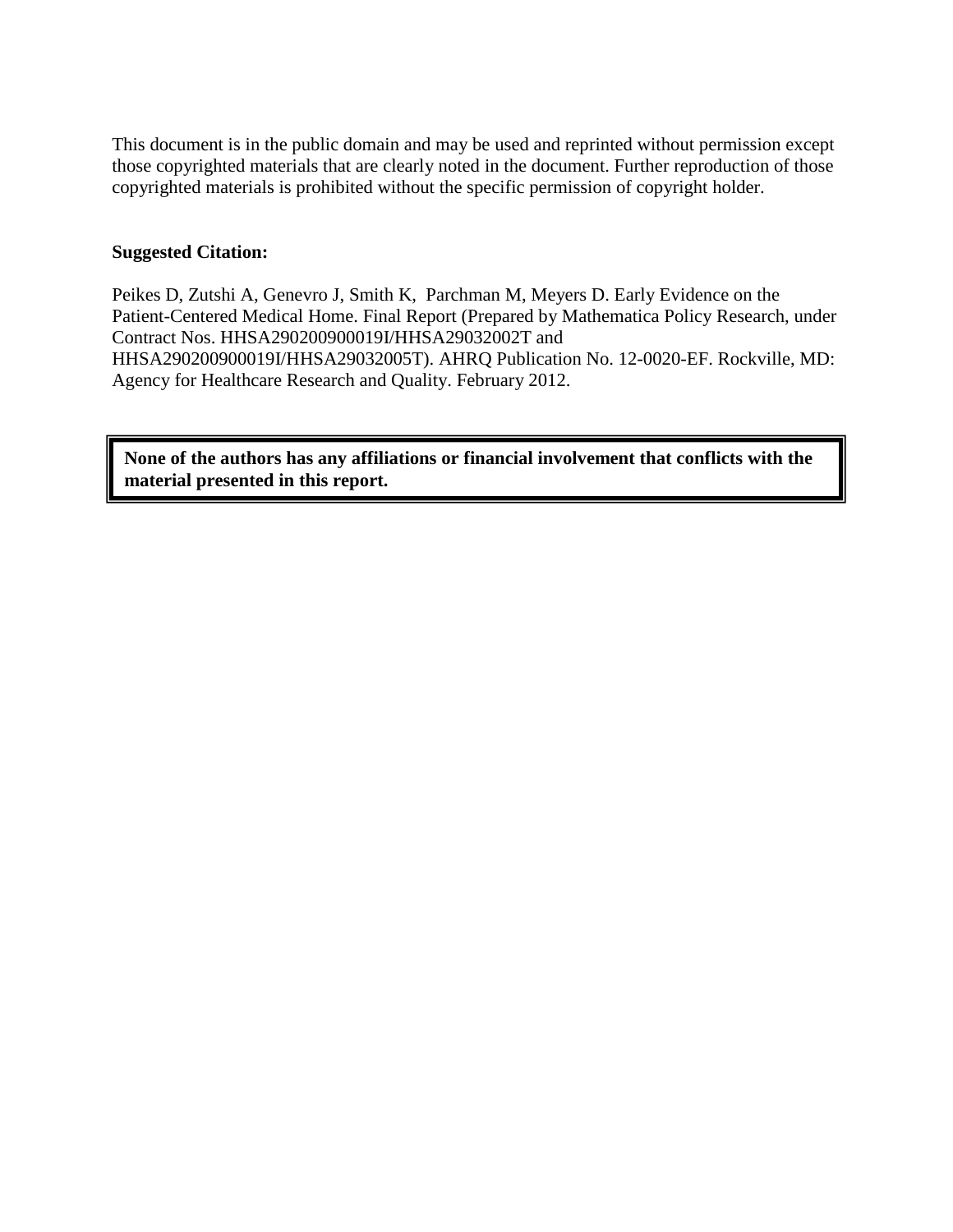This document is in the public domain and may be used and reprinted without permission except those copyrighted materials that are clearly noted in the document. Further reproduction of those copyrighted materials is prohibited without the specific permission of copyright holder.

**Suggested Citation:**

Peikes D, Zutshi A, Genevro J, Smith K, Parchman M, Meyers D. Early Evidence on the Patient-Centered Medical Home. Final Report (Prepared by Mathematica Policy Research, under Contract Nos. HHSA290200900019I/HHSA29032002T and HHSA290200900019I/HHSA29032005T). AHRQ Publication No. 12-0020-EF. Rockville, MD: Agency for Healthcare Research and Quality. February 2012.

**None of the authors has any affiliations or financial involvement that conflicts with the material presented in this report.**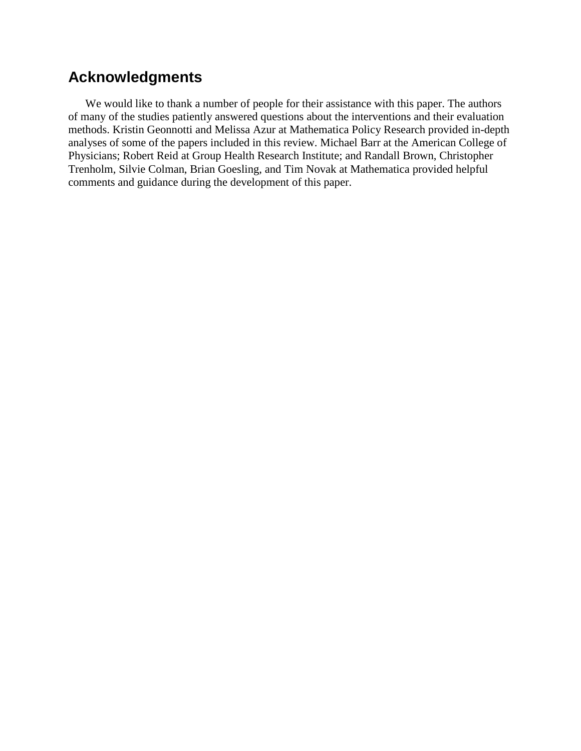## Acknowledgments

We would like to thank a number of people for their assistance with this paper. The authors of many of the studies patiently answered questions about the interventions and their evaluation methods. Kristin Geonnotti and Melissa Azur at Mathematica Policy Research provided in-depth analyses of some of the papers included in this review. Michael Barr at the American College of Physicians; Robert Reid at Group Health Research Institute; and Randall Brown, Christopher Trenholm, Silvie Colman, Brian Goesling, and Tim Novak at Mathematica provided helpful comments and guidance during the development of this paper.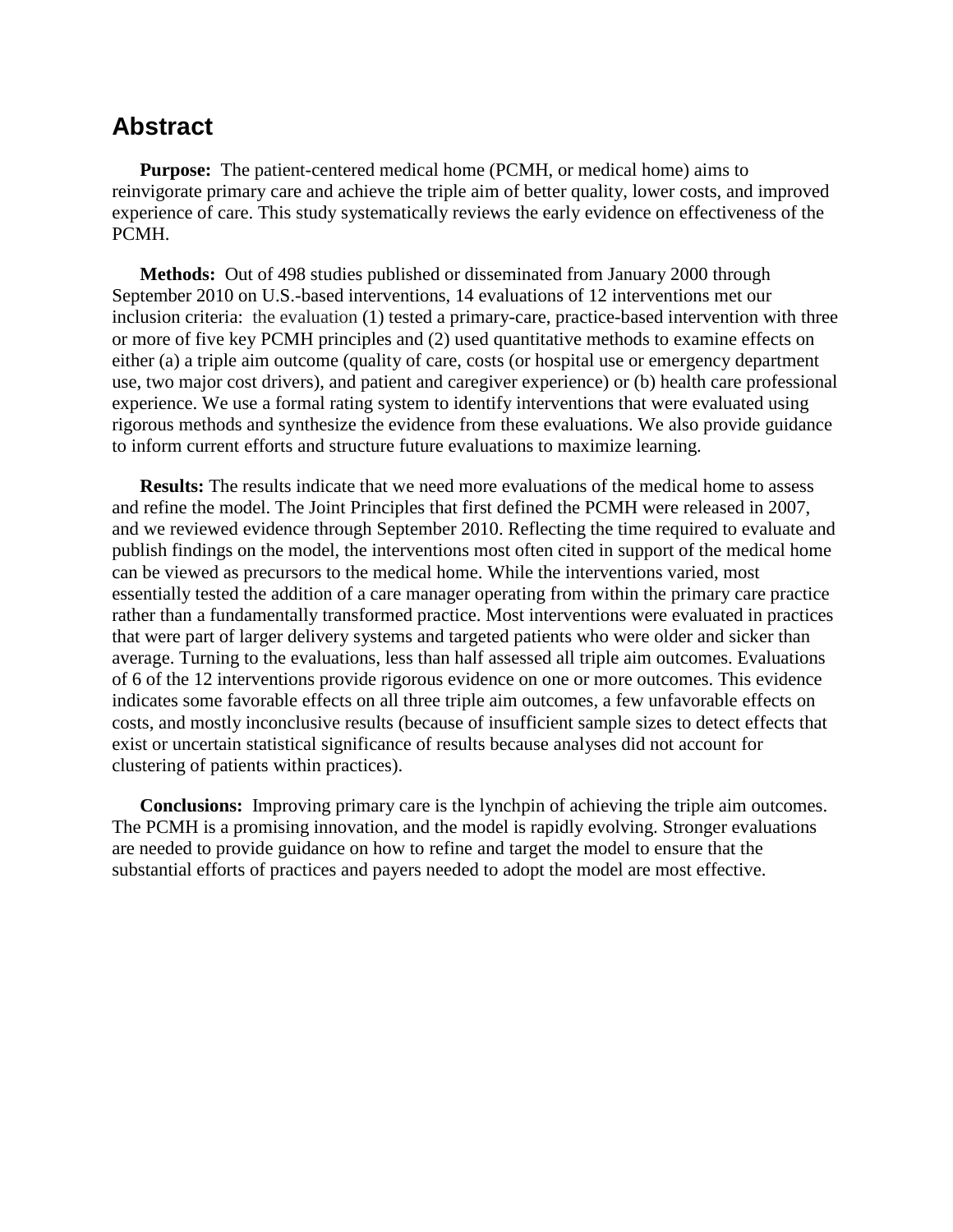## Abstract

**Purpose:** The patient-centered medical home (PCMH, or medical home) aims to reinvigorate primary care and achieve the triple aim of better quality, lower costs, and improved experience of care. This study systematically reviews the early evidence on effectiveness of the PCMH.

**Methods:** Out of 498 studies published or disseminated from January 2000 through September 2010 on U.S.-based interventions, 14 evaluations of 12 interventions met our inclusion criteria: the evaluation (1) tested a primary-care, practice-based intervention with three or more of five key PCMH principles and (2) used quantitative methods to examine effects on either (a) a triple aim outcome (quality of care, costs (or hospital use or emergency department use, two major cost drivers), and patient and caregiver experience) or (b) health care professional experience. We use a formal rating system to identify interventions that were evaluated using rigorous methods and synthesize the evidence from these evaluations. We also provide guidance to inform current efforts and structure future evaluations to maximize learning.

**Results:** The results indicate that we need more evaluations of the medical home to assess and refine the model. The Joint Principles that first defined the PCMH were released in 2007, and we reviewed evidence through September 2010. Reflecting the time required to evaluate and publish findings on the model, the interventions most often cited in support of the medical home can be viewed as precursors to the medical home. While the interventions varied, most essentially tested the addition of a care manager operating from within the primary care practice rather than a fundamentally transformed practice. Most interventions were evaluated in practices that were part of larger delivery systems and targeted patients who were older and sicker than average. Turning to the evaluations, less than half assessed all triple aim outcomes. Evaluations of 6 of the 12 interventions provide rigorous evidence on one or more outcomes. This evidence indicates some favorable effects on all three triple aim outcomes, a few unfavorable effects on costs, and mostly inconclusive results (because of insufficient sample sizes to detect effects that exist or uncertain statistical significance of results because analyses did not account for clustering of patients within practices).

**Conclusions:** Improving primary care is the lynchpin of achieving the triple aim outcomes. The PCMH is a promising innovation, and the model is rapidly evolving. Stronger evaluations are needed to provide guidance on how to refine and target the model to ensure that the substantial efforts of practices and payers needed to adopt the model are most effective.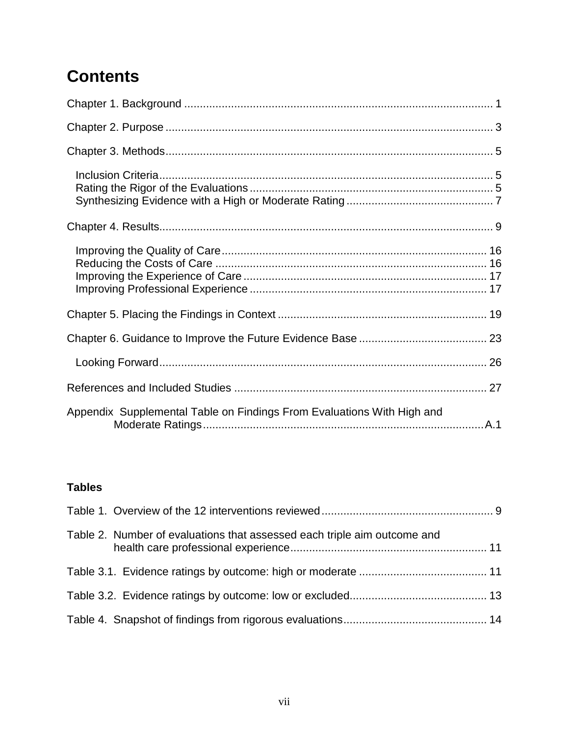# Contents

Chapter 1. Background ..................................................................................................... 1

Chapter 2. Purpose ......................................................................................................... 3

Chapter 3. Methods......................................................................................................... 5

- Inclusion Criteria.......................................................................................................... 5
- Rating the Rigor of the Evaluations ............................................................................. 5
- Synthesizing Evidence with a High or Moderate Rating ............................................... 7

Chapter 4. Results........................................................................................................... 9

- Improving the Quality of Care..................................................................................... 16
- Reducing the Costs of Care ....................................................................................... 16
- Improving the Experience of Care .............................................................................. 17
- Improving Professional Experience ............................................................................ 17

Chapter 5. Placing the Findings in Context .................................................................... 19

Chapter 6. Guidance to Improve the Future Evidence Base ......................................... 23

- Looking Forward......................................................................................................... 26

References and Included Studies ................................................................................. 27

Appendix Supplemental Table on Findings From Evaluations With High and Moderate Ratings..........................................................................................A.1

**Tables**

Table 1. Overview of the 12 interventions reviewed ....................................................... 9

Table 2. Number of evaluations that assessed each triple aim outcome and health care professional experience.............................................................. 11

Table 3.1. Evidence ratings by outcome: high or moderate ......................................... 11

Table 3.2. Evidence ratings by outcome: low or excluded............................................ 13

Table 4. Snapshot of findings from rigorous evaluations.............................................. 14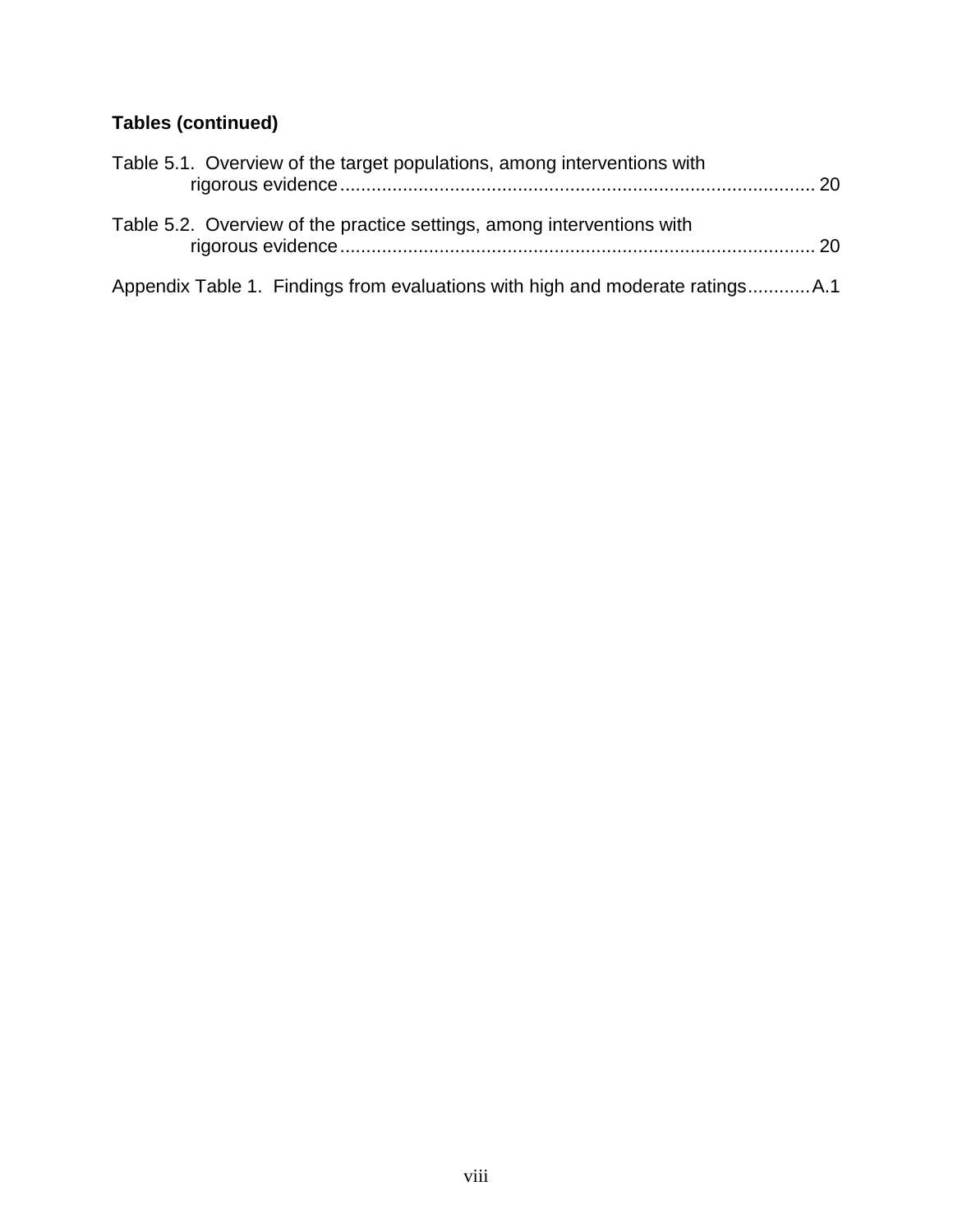**Tables (continued)**

Table 5.1. Overview of the target populations, among interventions with rigorous evidence .......... 20

Table 5.2. Overview of the practice settings, among interventions with rigorous evidence .......... 20

Appendix Table 1. Findings from evaluations with high and moderate ratings .......... A.1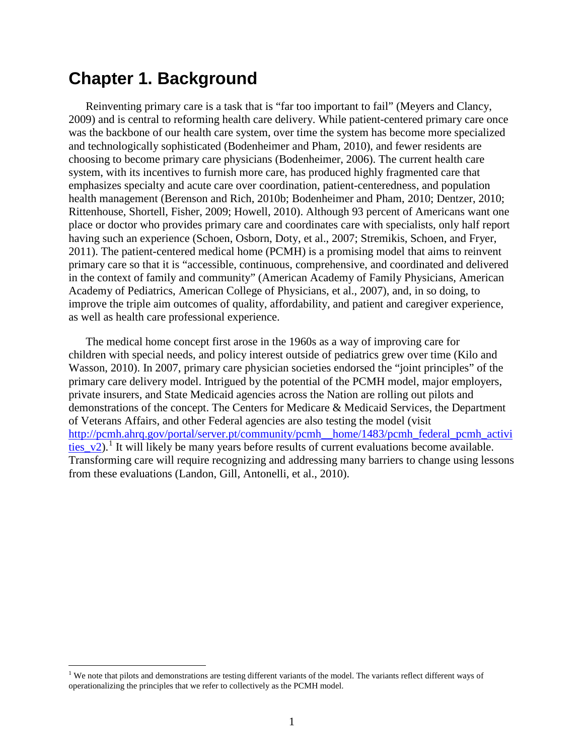# Chapter 1. Background

Reinventing primary care is a task that is "far too important to fail" (Meyers and Clancy, 2009) and is central to reforming health care delivery. While patient-centered primary care once was the backbone of our health care system, over time the system has become more specialized and technologically sophisticated (Bodenheimer and Pham, 2010), and fewer residents are choosing to become primary care physicians (Bodenheimer, 2006). The current health care system, with its incentives to furnish more care, has produced highly fragmented care that emphasizes specialty and acute care over coordination, patient-centeredness, and population health management (Berenson and Rich, 2010b; Bodenheimer and Pham, 2010; Dentzer, 2010; Rittenhouse, Shortell, Fisher, 2009; Howell, 2010). Although 93 percent of Americans want one place or doctor who provides primary care and coordinates care with specialists, only half report having such an experience (Schoen, Osborn, Doty, et al., 2007; Stremikis, Schoen, and Fryer, 2011). The patient-centered medical home (PCMH) is a promising model that aims to reinvent primary care so that it is "accessible, continuous, comprehensive, and coordinated and delivered in the context of family and community" (American Academy of Family Physicians, American Academy of Pediatrics, American College of Physicians, et al., 2007), and, in so doing, to improve the triple aim outcomes of quality, affordability, and patient and caregiver experience, as well as health care professional experience.

The medical home concept first arose in the 1960s as a way of improving care for children with special needs, and policy interest outside of pediatrics grew over time (Kilo and Wasson, 2010). In 2007, primary care physician societies endorsed the "joint principles" of the primary care delivery model. Intrigued by the potential of the PCMH model, major employers, private insurers, and State Medicaid agencies across the Nation are rolling out pilots and demonstrations of the concept. The Centers for Medicare & Medicaid Services, the Department of Veterans Affairs, and other Federal agencies are also testing the model (visit http://pcmh.ahrq.gov/portal/server.pt/community/pcmh__home/1483/pcmh_federal_pcmh_activities_v2).[1] It will likely be many years before results of current evaluations become available. Transforming care will require recognizing and addressing many barriers to change using lessons from these evaluations (Landon, Gill, Antonelli, et al., 2010).

[1] We note that pilots and demonstrations are testing different variants of the model. The variants reflect different ways of operationalizing the principles that we refer to collectively as the PCMH model.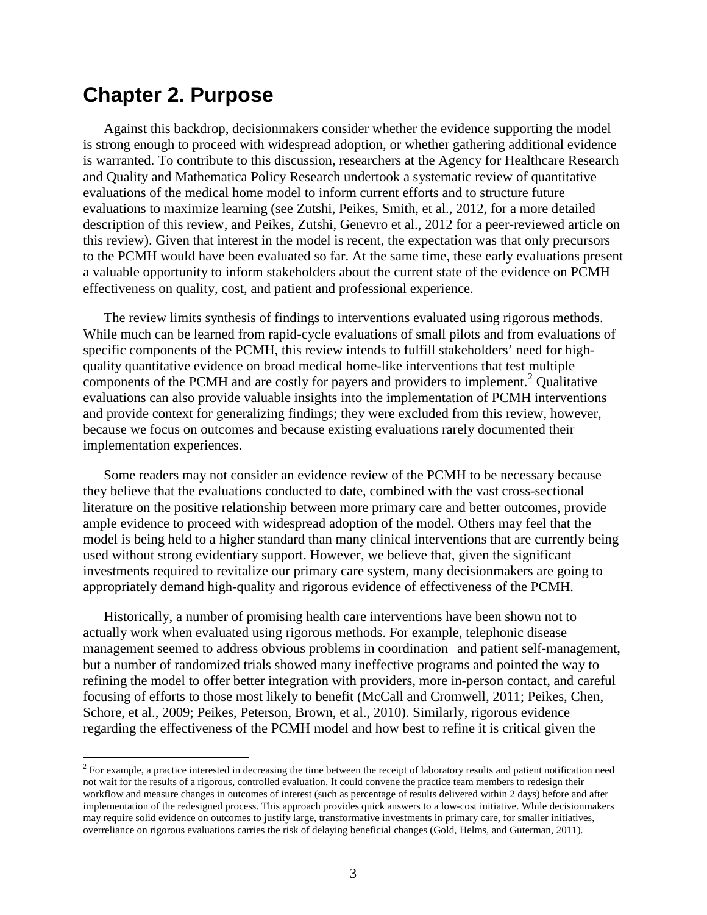# Chapter 2. Purpose

Against this backdrop, decisionmakers consider whether the evidence supporting the model is strong enough to proceed with widespread adoption, or whether gathering additional evidence is warranted. To contribute to this discussion, researchers at the Agency for Healthcare Research and Quality and Mathematica Policy Research undertook a systematic review of quantitative evaluations of the medical home model to inform current efforts and to structure future evaluations to maximize learning (see Zutshi, Peikes, Smith, et al., 2012, for a more detailed description of this review, and Peikes, Zutshi, Genevro et al., 2012 for a peer-reviewed article on this review). Given that interest in the model is recent, the expectation was that only precursors to the PCMH would have been evaluated so far. At the same time, these early evaluations present a valuable opportunity to inform stakeholders about the current state of the evidence on PCMH effectiveness on quality, cost, and patient and professional experience.

The review limits synthesis of findings to interventions evaluated using rigorous methods. While much can be learned from rapid-cycle evaluations of small pilots and from evaluations of specific components of the PCMH, this review intends to fulfill stakeholders' need for high-quality quantitative evidence on broad medical home-like interventions that test multiple components of the PCMH and are costly for payers and providers to implement.[2] Qualitative evaluations can also provide valuable insights into the implementation of PCMH interventions and provide context for generalizing findings; they were excluded from this review, however, because we focus on outcomes and because existing evaluations rarely documented their implementation experiences.

Some readers may not consider an evidence review of the PCMH to be necessary because they believe that the evaluations conducted to date, combined with the vast cross-sectional literature on the positive relationship between more primary care and better outcomes, provide ample evidence to proceed with widespread adoption of the model. Others may feel that the model is being held to a higher standard than many clinical interventions that are currently being used without strong evidentiary support. However, we believe that, given the significant investments required to revitalize our primary care system, many decisionmakers are going to appropriately demand high-quality and rigorous evidence of effectiveness of the PCMH.

Historically, a number of promising health care interventions have been shown not to actually work when evaluated using rigorous methods. For example, telephonic disease management seemed to address obvious problems in coordination and patient self-management, but a number of randomized trials showed many ineffective programs and pointed the way to refining the model to offer better integration with providers, more in-person contact, and careful focusing of efforts to those most likely to benefit (McCall and Cromwell, 2011; Peikes, Chen, Schore, et al., 2009; Peikes, Peterson, Brown, et al., 2010). Similarly, rigorous evidence regarding the effectiveness of the PCMH model and how best to refine it is critical given the

[2] For example, a practice interested in decreasing the time between the receipt of laboratory results and patient notification need not wait for the results of a rigorous, controlled evaluation. It could convene the practice team members to redesign their workflow and measure changes in outcomes of interest (such as percentage of results delivered within 2 days) before and after implementation of the redesigned process. This approach provides quick answers to a low-cost initiative. While decisionmakers may require solid evidence on outcomes to justify large, transformative investments in primary care, for smaller initiatives, overreliance on rigorous evaluations carries the risk of delaying beneficial changes (Gold, Helms, and Guterman, 2011).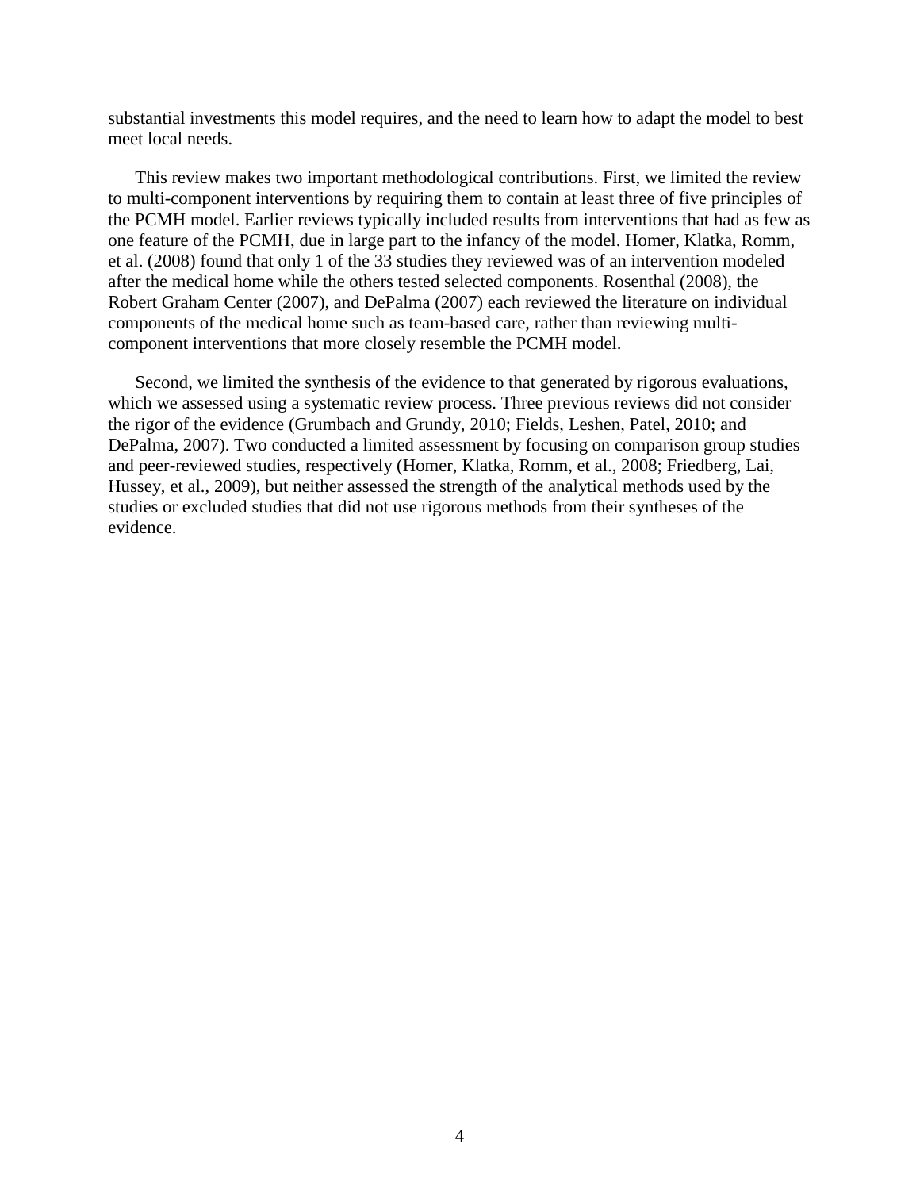substantial investments this model requires, and the need to learn how to adapt the model to best meet local needs.

This review makes two important methodological contributions. First, we limited the review to multi-component interventions by requiring them to contain at least three of five principles of the PCMH model. Earlier reviews typically included results from interventions that had as few as one feature of the PCMH, due in large part to the infancy of the model. Homer, Klatka, Romm, et al. (2008) found that only 1 of the 33 studies they reviewed was of an intervention modeled after the medical home while the others tested selected components. Rosenthal (2008), the Robert Graham Center (2007), and DePalma (2007) each reviewed the literature on individual components of the medical home such as team-based care, rather than reviewing multi-component interventions that more closely resemble the PCMH model.

Second, we limited the synthesis of the evidence to that generated by rigorous evaluations, which we assessed using a systematic review process. Three previous reviews did not consider the rigor of the evidence (Grumbach and Grundy, 2010; Fields, Leshen, Patel, 2010; and DePalma, 2007). Two conducted a limited assessment by focusing on comparison group studies and peer-reviewed studies, respectively (Homer, Klatka, Romm, et al., 2008; Friedberg, Lai, Hussey, et al., 2009), but neither assessed the strength of the analytical methods used by the studies or excluded studies that did not use rigorous methods from their syntheses of the evidence.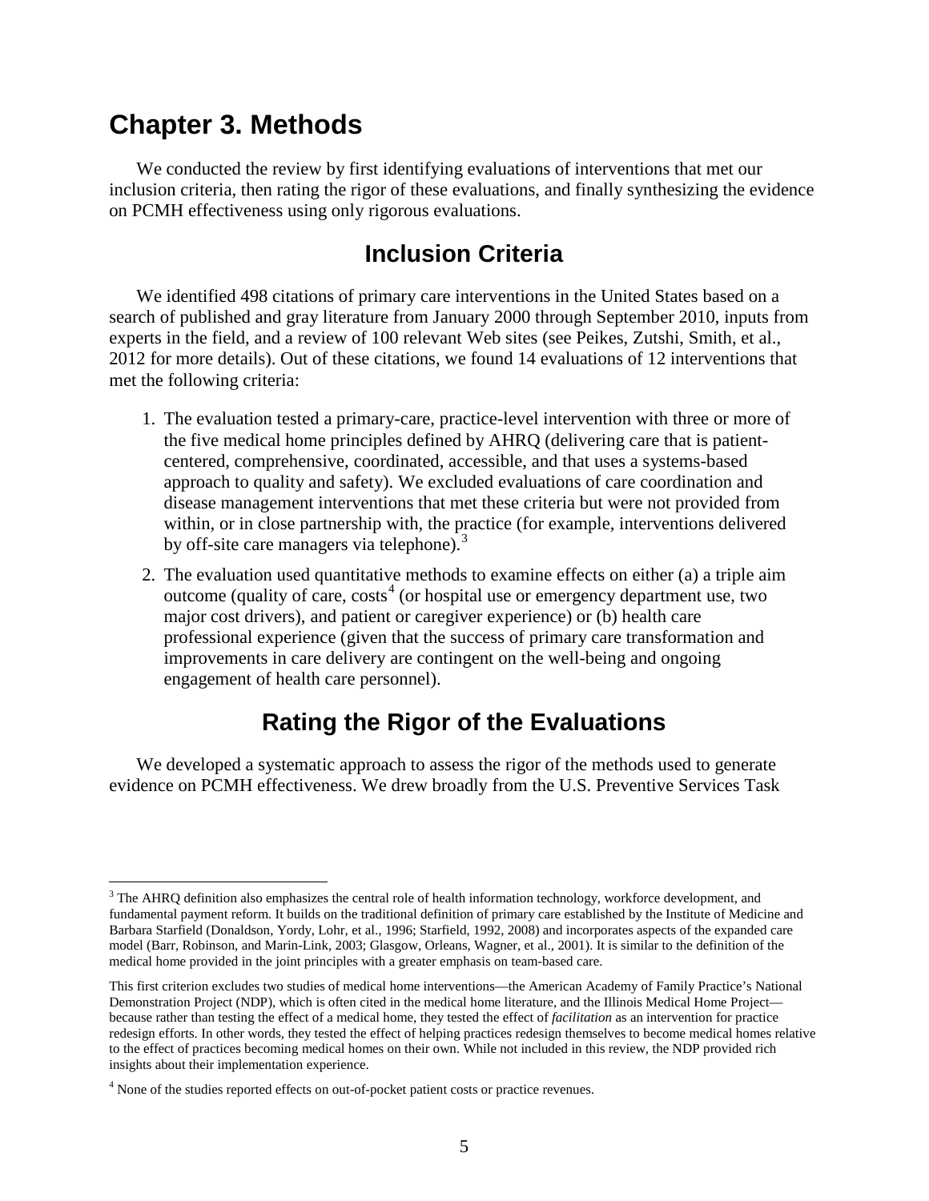# Chapter 3. Methods

We conducted the review by first identifying evaluations of interventions that met our inclusion criteria, then rating the rigor of these evaluations, and finally synthesizing the evidence on PCMH effectiveness using only rigorous evaluations.

## Inclusion Criteria

We identified 498 citations of primary care interventions in the United States based on a search of published and gray literature from January 2000 through September 2010, inputs from experts in the field, and a review of 100 relevant Web sites (see Peikes, Zutshi, Smith, et al., 2012 for more details). Out of these citations, we found 14 evaluations of 12 interventions that met the following criteria:

1. The evaluation tested a primary-care, practice-level intervention with three or more of the five medical home principles defined by AHRQ (delivering care that is patient-centered, comprehensive, coordinated, accessible, and that uses a systems-based approach to quality and safety). We excluded evaluations of care coordination and disease management interventions that met these criteria but were not provided from within, or in close partnership with, the practice (for example, interventions delivered by off-site care managers via telephone).[3]
2. The evaluation used quantitative methods to examine effects on either (a) a triple aim outcome (quality of care, costs[4] (or hospital use or emergency department use, two major cost drivers), and patient or caregiver experience) or (b) health care professional experience (given that the success of primary care transformation and improvements in care delivery are contingent on the well-being and ongoing engagement of health care personnel).

## Rating the Rigor of the Evaluations

We developed a systematic approach to assess the rigor of the methods used to generate evidence on PCMH effectiveness. We drew broadly from the U.S. Preventive Services Task

---

[3] The AHRQ definition also emphasizes the central role of health information technology, workforce development, and fundamental payment reform. It builds on the traditional definition of primary care established by the Institute of Medicine and Barbara Starfield (Donaldson, Yordy, Lohr, et al., 1996; Starfield, 1992, 2008) and incorporates aspects of the expanded care model (Barr, Robinson, and Marin-Link, 2003; Glasgow, Orleans, Wagner, et al., 2001). It is similar to the definition of the medical home provided in the joint principles with a greater emphasis on team-based care.

This first criterion excludes two studies of medical home interventions—the American Academy of Family Practice's National Demonstration Project (NDP), which is often cited in the medical home literature, and the Illinois Medical Home Project—because rather than testing the effect of a medical home, they tested the effect of *facilitation* as an intervention for practice redesign efforts. In other words, they tested the effect of helping practices redesign themselves to become medical homes relative to the effect of practices becoming medical homes on their own. While not included in this review, the NDP provided rich insights about their implementation experience.

[4] None of the studies reported effects on out-of-pocket patient costs or practice revenues.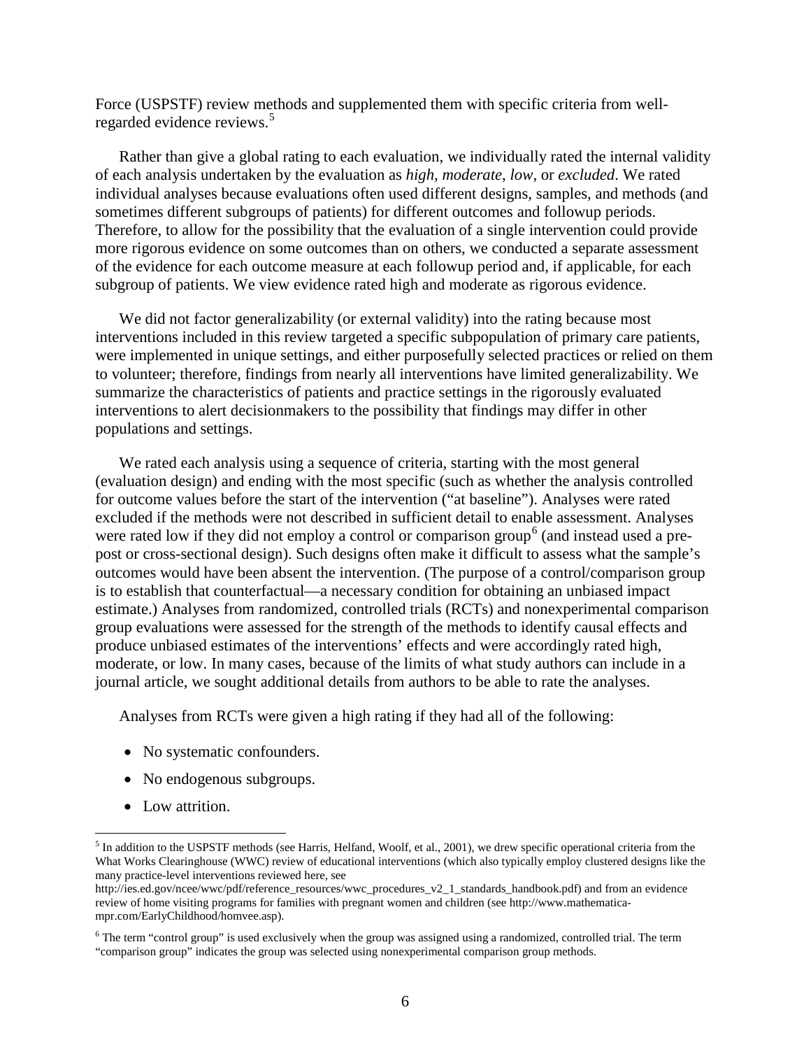Force (USPSTF) review methods and supplemented them with specific criteria from well-regarded evidence reviews.[5]

Rather than give a global rating to each evaluation, we individually rated the internal validity of each analysis undertaken by the evaluation as *high*, *moderate*, *low*, or *excluded*. We rated individual analyses because evaluations often used different designs, samples, and methods (and sometimes different subgroups of patients) for different outcomes and followup periods. Therefore, to allow for the possibility that the evaluation of a single intervention could provide more rigorous evidence on some outcomes than on others, we conducted a separate assessment of the evidence for each outcome measure at each followup period and, if applicable, for each subgroup of patients. We view evidence rated high and moderate as rigorous evidence.

We did not factor generalizability (or external validity) into the rating because most interventions included in this review targeted a specific subpopulation of primary care patients, were implemented in unique settings, and either purposefully selected practices or relied on them to volunteer; therefore, findings from nearly all interventions have limited generalizability. We summarize the characteristics of patients and practice settings in the rigorously evaluated interventions to alert decisionmakers to the possibility that findings may differ in other populations and settings.

We rated each analysis using a sequence of criteria, starting with the most general (evaluation design) and ending with the most specific (such as whether the analysis controlled for outcome values before the start of the intervention ("at baseline"). Analyses were rated excluded if the methods were not described in sufficient detail to enable assessment. Analyses were rated low if they did not employ a control or comparison group[6] (and instead used a pre-post or cross-sectional design). Such designs often make it difficult to assess what the sample's outcomes would have been absent the intervention. (The purpose of a control/comparison group is to establish that counterfactual—a necessary condition for obtaining an unbiased impact estimate.) Analyses from randomized, controlled trials (RCTs) and nonexperimental comparison group evaluations were assessed for the strength of the methods to identify causal effects and produce unbiased estimates of the interventions' effects and were accordingly rated high, moderate, or low. In many cases, because of the limits of what study authors can include in a journal article, we sought additional details from authors to be able to rate the analyses.

Analyses from RCTs were given a high rating if they had all of the following:

- No systematic confounders.
- No endogenous subgroups.
- Low attrition.

---

[5] In addition to the USPSTF methods (see Harris, Helfand, Woolf, et al., 2001), we drew specific operational criteria from the What Works Clearinghouse (WWC) review of educational interventions (which also typically employ clustered designs like the many practice-level interventions reviewed here, see http://ies.ed.gov/ncee/wwc/pdf/reference_resources/wwc_procedures_v2_1_standards_handbook.pdf) and from an evidence review of home visiting programs for families with pregnant women and children (see http://www.mathematica-mpr.com/EarlyChildhood/homvee.asp).

[6] The term "control group" is used exclusively when the group was assigned using a randomized, controlled trial. The term "comparison group" indicates the group was selected using nonexperimental comparison group methods.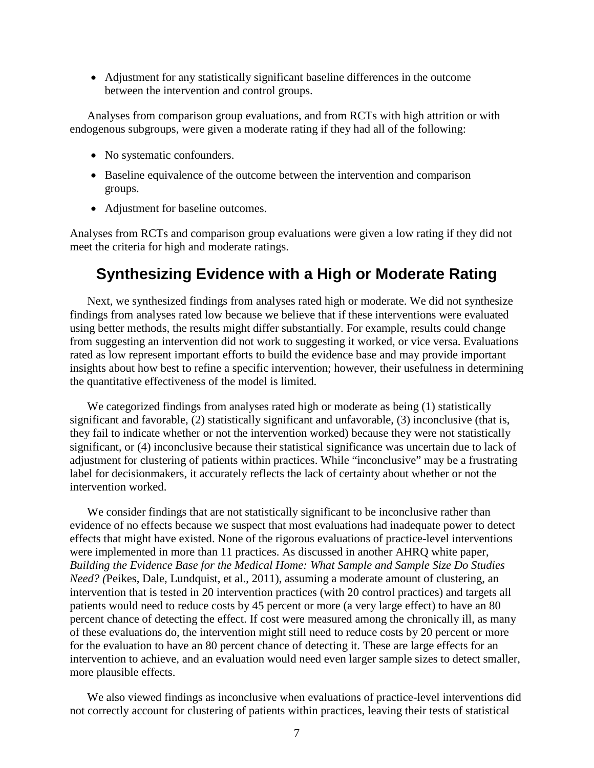- Adjustment for any statistically significant baseline differences in the outcome between the intervention and control groups.

Analyses from comparison group evaluations, and from RCTs with high attrition or with endogenous subgroups, were given a moderate rating if they had all of the following:

- No systematic confounders.
- Baseline equivalence of the outcome between the intervention and comparison groups.
- Adjustment for baseline outcomes.

Analyses from RCTs and comparison group evaluations were given a low rating if they did not meet the criteria for high and moderate ratings.

## Synthesizing Evidence with a High or Moderate Rating

Next, we synthesized findings from analyses rated high or moderate. We did not synthesize findings from analyses rated low because we believe that if these interventions were evaluated using better methods, the results might differ substantially. For example, results could change from suggesting an intervention did not work to suggesting it worked, or vice versa. Evaluations rated as low represent important efforts to build the evidence base and may provide important insights about how best to refine a specific intervention; however, their usefulness in determining the quantitative effectiveness of the model is limited.

We categorized findings from analyses rated high or moderate as being (1) statistically significant and favorable, (2) statistically significant and unfavorable, (3) inconclusive (that is, they fail to indicate whether or not the intervention worked) because they were not statistically significant, or (4) inconclusive because their statistical significance was uncertain due to lack of adjustment for clustering of patients within practices. While "inconclusive" may be a frustrating label for decisionmakers, it accurately reflects the lack of certainty about whether or not the intervention worked.

We consider findings that are not statistically significant to be inconclusive rather than evidence of no effects because we suspect that most evaluations had inadequate power to detect effects that might have existed. None of the rigorous evaluations of practice-level interventions were implemented in more than 11 practices. As discussed in another AHRQ white paper, *Building the Evidence Base for the Medical Home: What Sample and Sample Size Do Studies Need? (*Peikes, Dale, Lundquist, et al., 2011), assuming a moderate amount of clustering, an intervention that is tested in 20 intervention practices (with 20 control practices) and targets all patients would need to reduce costs by 45 percent or more (a very large effect) to have an 80 percent chance of detecting the effect. If cost were measured among the chronically ill, as many of these evaluations do, the intervention might still need to reduce costs by 20 percent or more for the evaluation to have an 80 percent chance of detecting it. These are large effects for an intervention to achieve, and an evaluation would need even larger sample sizes to detect smaller, more plausible effects.

We also viewed findings as inconclusive when evaluations of practice-level interventions did not correctly account for clustering of patients within practices, leaving their tests of statistical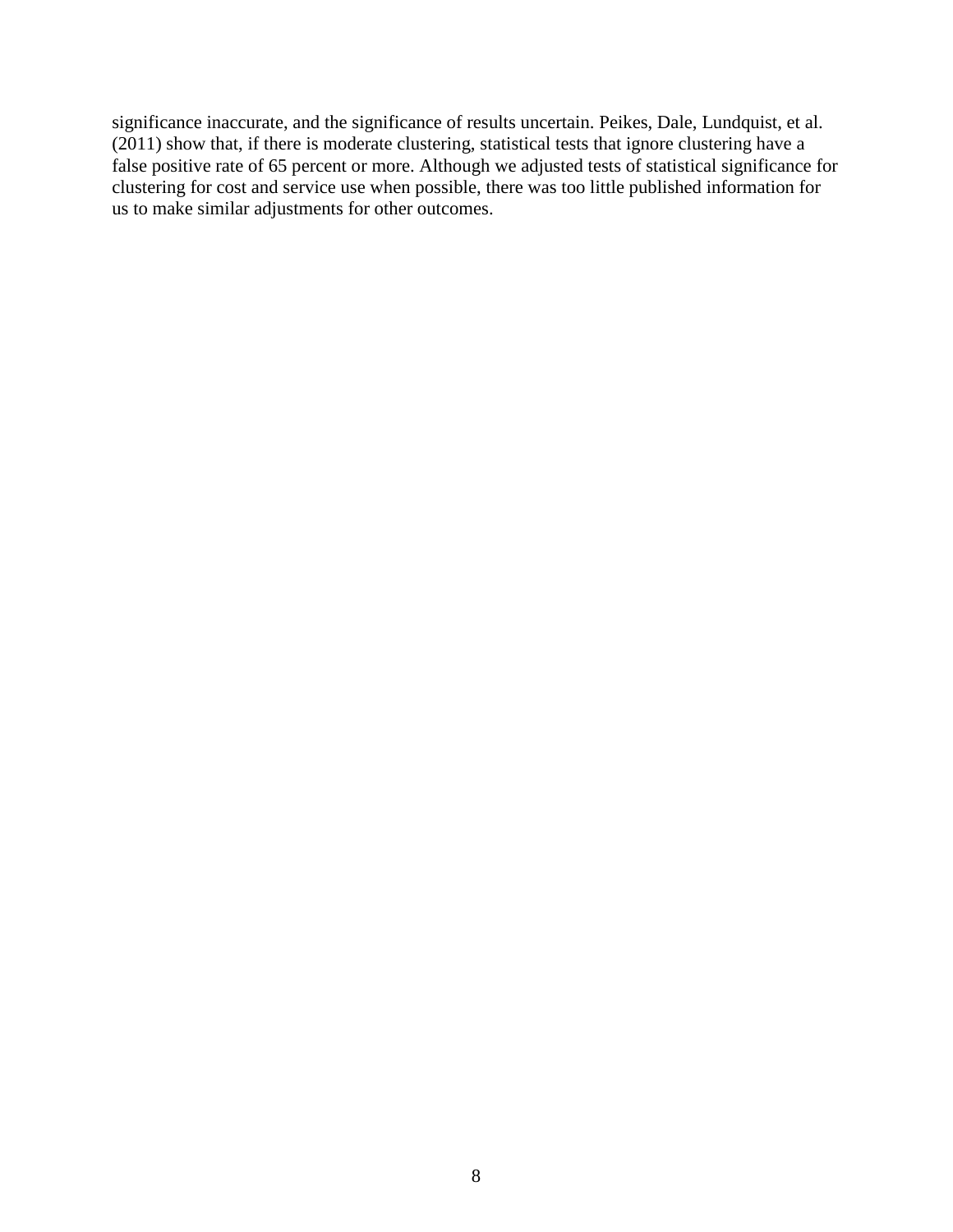significance inaccurate, and the significance of results uncertain. Peikes, Dale, Lundquist, et al. (2011) show that, if there is moderate clustering, statistical tests that ignore clustering have a false positive rate of 65 percent or more. Although we adjusted tests of statistical significance for clustering for cost and service use when possible, there was too little published information for us to make similar adjustments for other outcomes.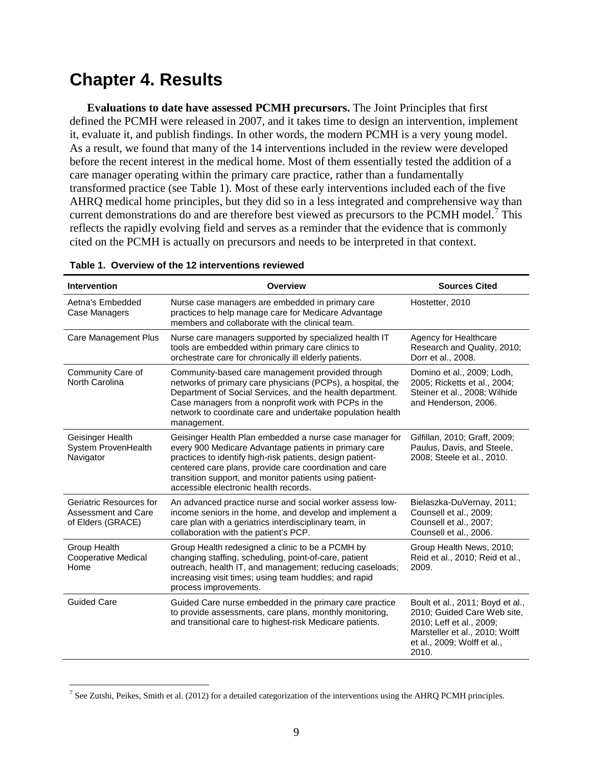# Chapter 4. Results

**Evaluations to date have assessed PCMH precursors.** The Joint Principles that first defined the PCMH were released in 2007, and it takes time to design an intervention, implement it, evaluate it, and publish findings. In other words, the modern PCMH is a very young model. As a result, we found that many of the 14 interventions included in the review were developed before the recent interest in the medical home. Most of them essentially tested the addition of a care manager operating within the primary care practice, rather than a fundamentally transformed practice (see Table 1). Most of these early interventions included each of the five AHRQ medical home principles, but they did so in a less integrated and comprehensive way than current demonstrations do and are therefore best viewed as precursors to the PCMH model.[7] This reflects the rapidly evolving field and serves as a reminder that the evidence that is commonly cited on the PCMH is actually on precursors and needs to be interpreted in that context.

**Table 1. Overview of the 12 interventions reviewed**

| Intervention | Overview | Sources Cited |
|---|---|---|
| Aetna's Embedded Case Managers | Nurse case managers are embedded in primary care practices to help manage care for Medicare Advantage members and collaborate with the clinical team. | Hostetter, 2010 |
| Care Management Plus | Nurse care managers supported by specialized health IT tools are embedded within primary care clinics to orchestrate care for chronically ill elderly patients. | Agency for Healthcare Research and Quality, 2010; Dorr et al., 2008. |
| Community Care of North Carolina | Community-based care management provided through networks of primary care physicians (PCPs), a hospital, the Department of Social Services, and the health department. Case managers from a nonprofit work with PCPs in the network to coordinate care and undertake population health management. | Domino et al., 2009; Lodh, 2005; Ricketts et al., 2004; Steiner et al., 2008; Wilhide and Henderson, 2006. |
| Geisinger Health System ProvenHealth Navigator | Geisinger Health Plan embedded a nurse case manager for every 900 Medicare Advantage patients in primary care practices to identify high-risk patients, design patient-centered care plans, provide care coordination and care transition support, and monitor patients using patient-accessible electronic health records. | Gilfillan, 2010; Graff, 2009; Paulus, Davis, and Steele, 2008; Steele et al., 2010. |
| Geriatric Resources for Assessment and Care of Elders (GRACE) | An advanced practice nurse and social worker assess low-income seniors in the home, and develop and implement a care plan with a geriatrics interdisciplinary team, in collaboration with the patient's PCP. | Bielaszka-DuVernay, 2011; Counsell et al., 2009; Counsell et al., 2007; Counsell et al., 2006. |
| Group Health Cooperative Medical Home | Group Health redesigned a clinic to be a PCMH by changing staffing, scheduling, point-of-care, patient outreach, health IT, and management; reducing caseloads; increasing visit times; using team huddles; and rapid process improvements. | Group Health News, 2010; Reid et al., 2010; Reid et al., 2009. |
| Guided Care | Guided Care nurse embedded in the primary care practice to provide assessments, care plans, monthly monitoring, and transitional care to highest-risk Medicare patients. | Boult et al., 2011; Boyd et al., 2010; Guided Care Web site, 2010; Leff et al., 2009; Marsteller et al., 2010; Wolff et al., 2009; Wolff et al., 2010. |

[7] See Zutshi, Peikes, Smith et al. (2012) for a detailed categorization of the interventions using the AHRQ PCMH principles.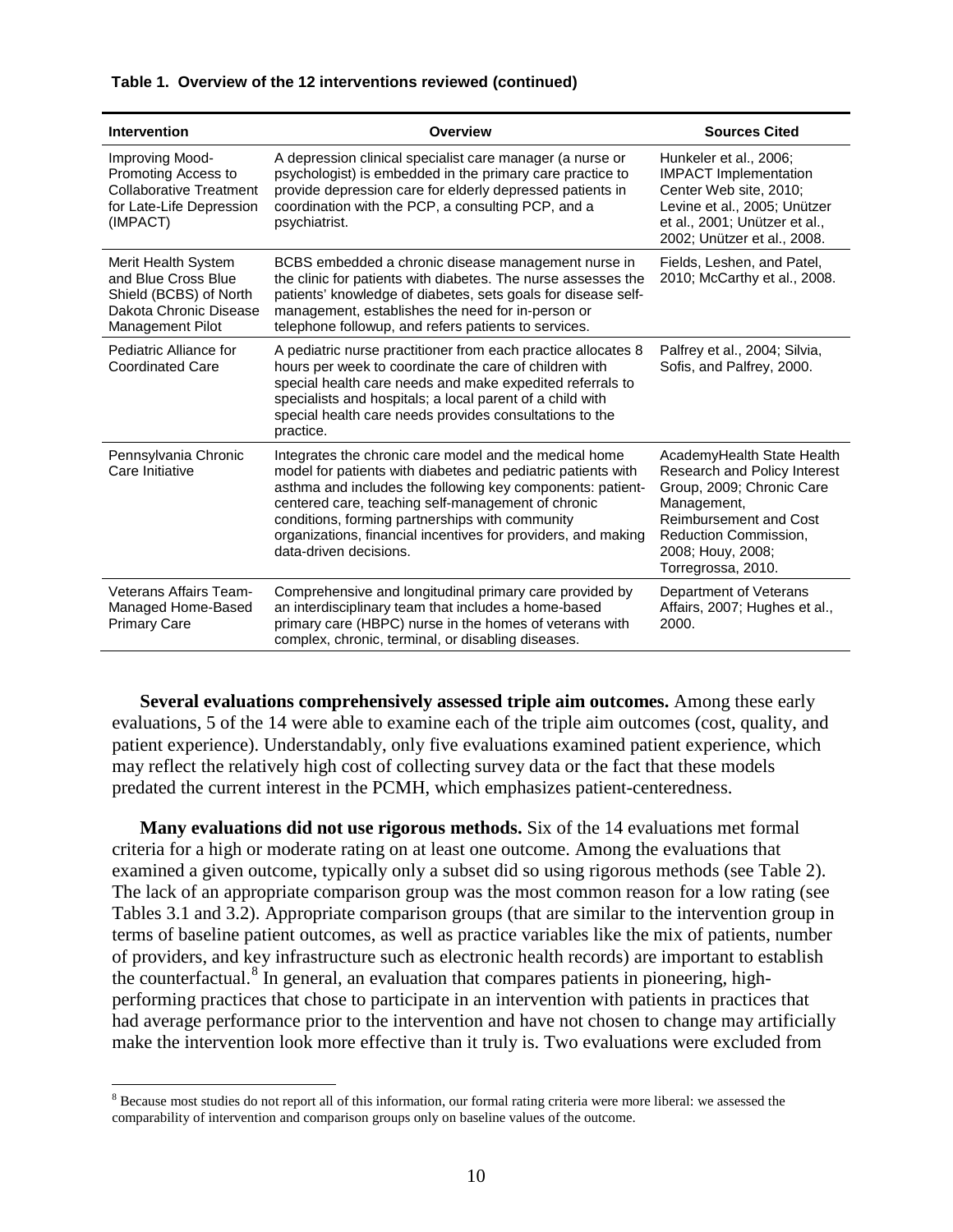**Table 1. Overview of the 12 interventions reviewed (continued)**

| Intervention | Overview | Sources Cited |
|---|---|---|
| Improving Mood-Promoting Access to Collaborative Treatment for Late-Life Depression (IMPACT) | A depression clinical specialist care manager (a nurse or psychologist) is embedded in the primary care practice to provide depression care for elderly depressed patients in coordination with the PCP, a consulting PCP, and a psychiatrist. | Hunkeler et al., 2006; IMPACT Implementation Center Web site, 2010; Levine et al., 2005; Unützer et al., 2001; Unützer et al., 2002; Unützer et al., 2008. |
| Merit Health System and Blue Cross Blue Shield (BCBS) of North Dakota Chronic Disease Management Pilot | BCBS embedded a chronic disease management nurse in the clinic for patients with diabetes. The nurse assesses the patients' knowledge of diabetes, sets goals for disease self-management, establishes the need for in-person or telephone followup, and refers patients to services. | Fields, Leshen, and Patel, 2010; McCarthy et al., 2008. |
| Pediatric Alliance for Coordinated Care | A pediatric nurse practitioner from each practice allocates 8 hours per week to coordinate the care of children with special health care needs and make expedited referrals to specialists and hospitals; a local parent of a child with special health care needs provides consultations to the practice. | Palfrey et al., 2004; Silvia, Sofis, and Palfrey, 2000. |
| Pennsylvania Chronic Care Initiative | Integrates the chronic care model and the medical home model for patients with diabetes and pediatric patients with asthma and includes the following key components: patient-centered care, teaching self-management of chronic conditions, forming partnerships with community organizations, financial incentives for providers, and making data-driven decisions. | AcademyHealth State Health Research and Policy Interest Group, 2009; Chronic Care Management, Reimbursement and Cost Reduction Commission, 2008; Houy, 2008; Torregrossa, 2010. |
| Veterans Affairs Team-Managed Home-Based Primary Care | Comprehensive and longitudinal primary care provided by an interdisciplinary team that includes a home-based primary care (HBPC) nurse in the homes of veterans with complex, chronic, terminal, or disabling diseases. | Department of Veterans Affairs, 2007; Hughes et al., 2000. |

**Several evaluations comprehensively assessed triple aim outcomes.** Among these early evaluations, 5 of the 14 were able to examine each of the triple aim outcomes (cost, quality, and patient experience). Understandably, only five evaluations examined patient experience, which may reflect the relatively high cost of collecting survey data or the fact that these models predated the current interest in the PCMH, which emphasizes patient-centeredness.

**Many evaluations did not use rigorous methods.** Six of the 14 evaluations met formal criteria for a high or moderate rating on at least one outcome. Among the evaluations that examined a given outcome, typically only a subset did so using rigorous methods (see Table 2). The lack of an appropriate comparison group was the most common reason for a low rating (see Tables 3.1 and 3.2). Appropriate comparison groups (that are similar to the intervention group in terms of baseline patient outcomes, as well as practice variables like the mix of patients, number of providers, and key infrastructure such as electronic health records) are important to establish the counterfactual.[8] In general, an evaluation that compares patients in pioneering, high-performing practices that chose to participate in an intervention with patients in practices that had average performance prior to the intervention and have not chosen to change may artificially make the intervention look more effective than it truly is. Two evaluations were excluded from

[8] Because most studies do not report all of this information, our formal rating criteria were more liberal: we assessed the comparability of intervention and comparison groups only on baseline values of the outcome.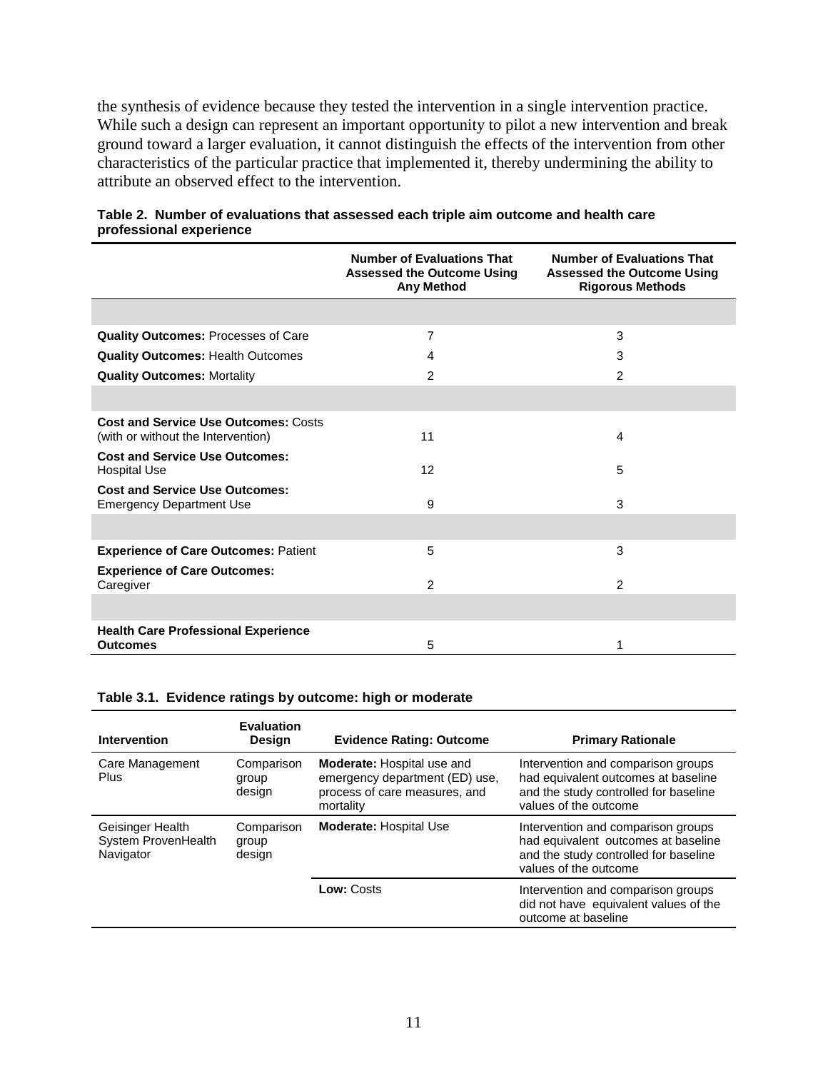the synthesis of evidence because they tested the intervention in a single intervention practice. While such a design can represent an important opportunity to pilot a new intervention and break ground toward a larger evaluation, it cannot distinguish the effects of the intervention from other characteristics of the particular practice that implemented it, thereby undermining the ability to attribute an observed effect to the intervention.

**Table 2. Number of evaluations that assessed each triple aim outcome and health care professional experience**

| | Number of Evaluations That Assessed the Outcome Using Any Method | Number of Evaluations That Assessed the Outcome Using Rigorous Methods |
|---|---|---|
| | | |
| **Quality Outcomes:** Processes of Care | 7 | 3 |
| **Quality Outcomes:** Health Outcomes | 4 | 3 |
| **Quality Outcomes:** Mortality | 2 | 2 |
| | | |
| **Cost and Service Use Outcomes:** Costs (with or without the Intervention) | 11 | 4 |
| **Cost and Service Use Outcomes:** Hospital Use | 12 | 5 |
| **Cost and Service Use Outcomes:** Emergency Department Use | 9 | 3 |
| | | |
| **Experience of Care Outcomes:** Patient | 5 | 3 |
| **Experience of Care Outcomes:** Caregiver | 2 | 2 |
| | | |
| **Health Care Professional Experience Outcomes** | 5 | 1 |

**Table 3.1. Evidence ratings by outcome: high or moderate**

| Intervention | Evaluation Design | Evidence Rating: Outcome | Primary Rationale |
|---|---|---|---|
| Care Management Plus | Comparison group design | **Moderate:** Hospital use and emergency department (ED) use, process of care measures, and mortality | Intervention and comparison groups had equivalent outcomes at baseline and the study controlled for baseline values of the outcome |
| Geisinger Health System ProvenHealth Navigator | Comparison group design | **Moderate:** Hospital Use | Intervention and comparison groups had equivalent outcomes at baseline and the study controlled for baseline values of the outcome |
| | | **Low:** Costs | Intervention and comparison groups did not have equivalent values of the outcome at baseline |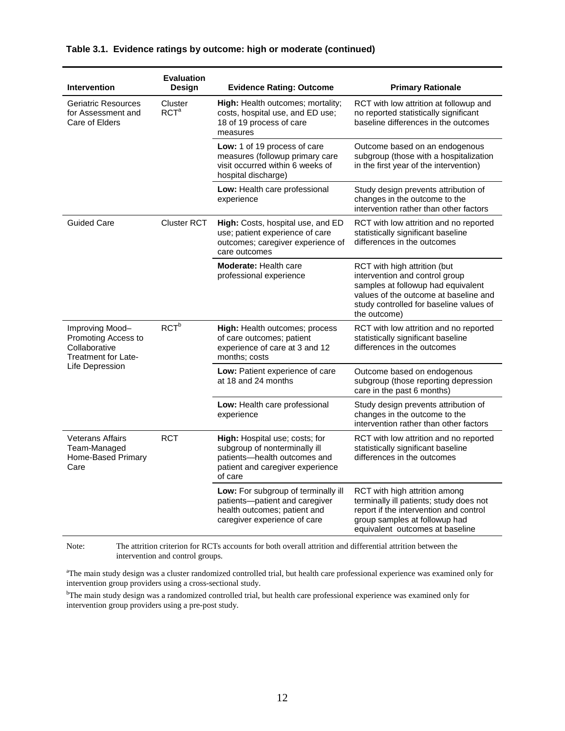**Table 3.1. Evidence ratings by outcome: high or moderate (continued)**

| Intervention | Evaluation Design | Evidence Rating: Outcome | Primary Rationale |
|---|---|---|---|
| Geriatric Resources for Assessment and Care of Elders | Cluster RCT[a] | **High:** Health outcomes; mortality; costs, hospital use, and ED use; 18 of 19 process of care measures | RCT with low attrition at followup and no reported statistically significant baseline differences in the outcomes |
| | | **Low:** 1 of 19 process of care measures (followup primary care visit occurred within 6 weeks of hospital discharge) | Outcome based on an endogenous subgroup (those with a hospitalization in the first year of the intervention) |
| | | **Low:** Health care professional experience | Study design prevents attribution of changes in the outcome to the intervention rather than other factors |
| Guided Care | Cluster RCT | **High:** Costs, hospital use, and ED use; patient experience of care outcomes; caregiver experience of care outcomes | RCT with low attrition and no reported statistically significant baseline differences in the outcomes |
| | | **Moderate:** Health care professional experience | RCT with high attrition (but intervention and control group samples at followup had equivalent values of the outcome at baseline and study controlled for baseline values of the outcome) |
| Improving Mood–Promoting Access to Collaborative Treatment for Late-Life Depression | RCT[b] | **High:** Health outcomes; process of care outcomes; patient experience of care at 3 and 12 months; costs | RCT with low attrition and no reported statistically significant baseline differences in the outcomes |
| | | **Low:** Patient experience of care at 18 and 24 months | Outcome based on endogenous subgroup (those reporting depression care in the past 6 months) |
| | | **Low:** Health care professional experience | Study design prevents attribution of changes in the outcome to the intervention rather than other factors |
| Veterans Affairs Team-Managed Home-Based Primary Care | RCT | **High:** Hospital use; costs; for subgroup of nonterminally ill patients—health outcomes and patient and caregiver experience of care | RCT with low attrition and no reported statistically significant baseline differences in the outcomes |
| | | **Low:** For subgroup of terminally ill patients—patient and caregiver health outcomes; patient and caregiver experience of care | RCT with high attrition among terminally ill patients; study does not report if the intervention and control group samples at followup had equivalent outcomes at baseline |

Note: The attrition criterion for RCTs accounts for both overall attrition and differential attrition between the intervention and control groups.

[a]The main study design was a cluster randomized controlled trial, but health care professional experience was examined only for intervention group providers using a cross-sectional study.

[b]The main study design was a randomized controlled trial, but health care professional experience was examined only for intervention group providers using a pre-post study.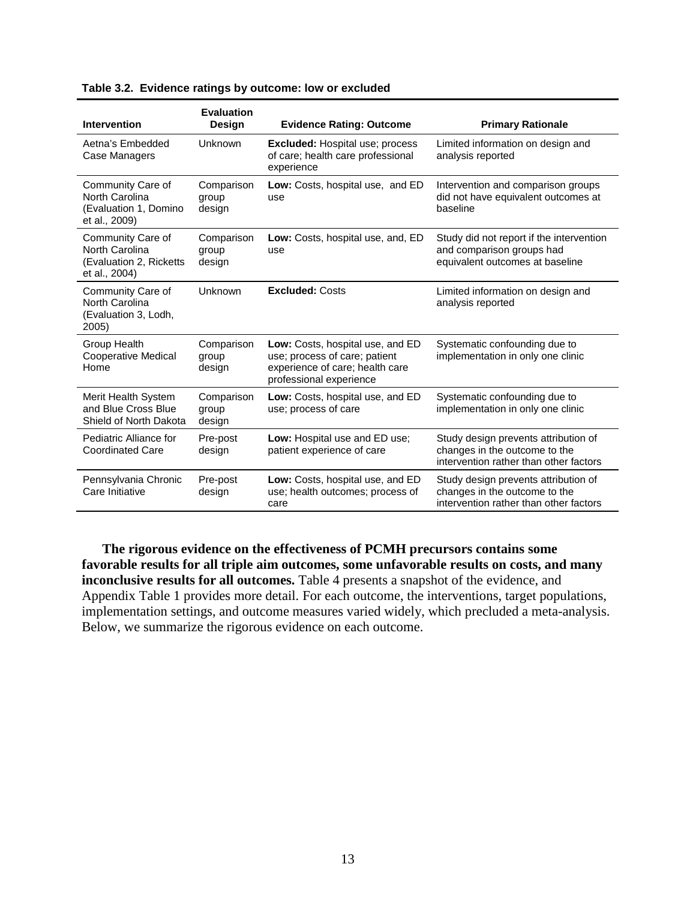**Table 3.2. Evidence ratings by outcome: low or excluded**

| Intervention | Evaluation Design | Evidence Rating: Outcome | Primary Rationale |
|---|---|---|---|
| Aetna's Embedded Case Managers | Unknown | **Excluded:** Hospital use; process of care; health care professional experience | Limited information on design and analysis reported |
| Community Care of North Carolina (Evaluation 1, Domino et al., 2009) | Comparison group design | **Low:** Costs, hospital use, and ED use | Intervention and comparison groups did not have equivalent outcomes at baseline |
| Community Care of North Carolina (Evaluation 2, Ricketts et al., 2004) | Comparison group design | **Low:** Costs, hospital use, and, ED use | Study did not report if the intervention and comparison groups had equivalent outcomes at baseline |
| Community Care of North Carolina (Evaluation 3, Lodh, 2005) | Unknown | **Excluded:** Costs | Limited information on design and analysis reported |
| Group Health Cooperative Medical Home | Comparison group design | **Low:** Costs, hospital use, and ED use; process of care; patient experience of care; health care professional experience | Systematic confounding due to implementation in only one clinic |
| Merit Health System and Blue Cross Blue Shield of North Dakota | Comparison group design | **Low:** Costs, hospital use, and ED use; process of care | Systematic confounding due to implementation in only one clinic |
| Pediatric Alliance for Coordinated Care | Pre-post design | **Low:** Hospital use and ED use; patient experience of care | Study design prevents attribution of changes in the outcome to the intervention rather than other factors |
| Pennsylvania Chronic Care Initiative | Pre-post design | **Low:** Costs, hospital use, and ED use; health outcomes; process of care | Study design prevents attribution of changes in the outcome to the intervention rather than other factors |

**The rigorous evidence on the effectiveness of PCMH precursors contains some favorable results for all triple aim outcomes, some unfavorable results on costs, and many inconclusive results for all outcomes.** Table 4 presents a snapshot of the evidence, and Appendix Table 1 provides more detail. For each outcome, the interventions, target populations, implementation settings, and outcome measures varied widely, which precluded a meta-analysis. Below, we summarize the rigorous evidence on each outcome.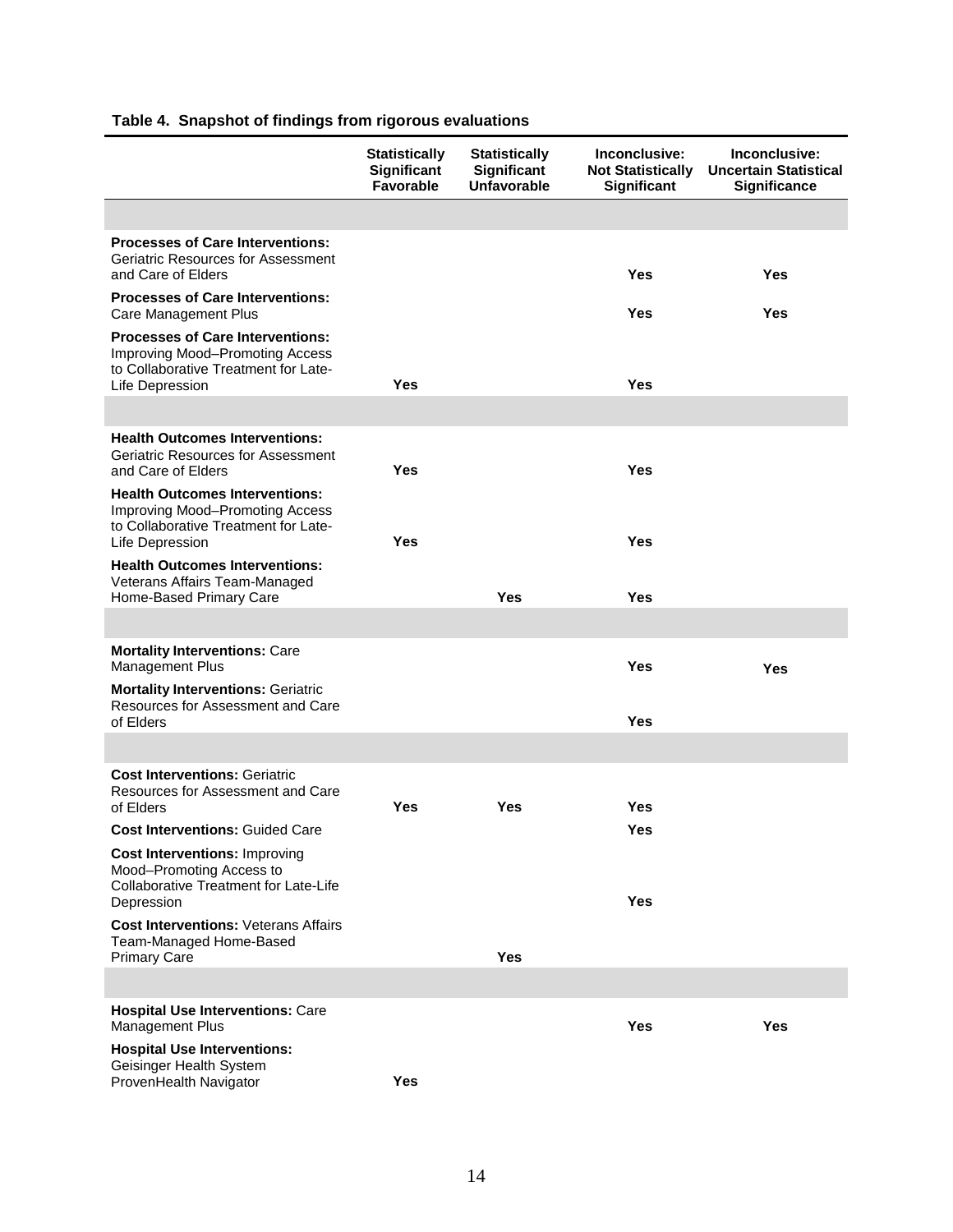**Table 4. Snapshot of findings from rigorous evaluations**

| | Statistically Significant Favorable | Statistically Significant Unfavorable | Inconclusive: Not Statistically Significant | Inconclusive: Uncertain Statistical Significance |
|---|---|---|---|---|
| | | | | |
| **Processes of Care Interventions:** Geriatric Resources for Assessment and Care of Elders | | | Yes | Yes |
| **Processes of Care Interventions:** Care Management Plus | | | Yes | Yes |
| **Processes of Care Interventions:** Improving Mood–Promoting Access to Collaborative Treatment for Late-Life Depression | Yes | | Yes | |
| | | | | |
| **Health Outcomes Interventions:** Geriatric Resources for Assessment and Care of Elders | Yes | | Yes | |
| **Health Outcomes Interventions:** Improving Mood–Promoting Access to Collaborative Treatment for Late-Life Depression | Yes | | Yes | |
| **Health Outcomes Interventions:** Veterans Affairs Team-Managed Home-Based Primary Care | | Yes | Yes | |
| | | | | |
| **Mortality Interventions:** Care Management Plus | | | Yes | Yes |
| **Mortality Interventions:** Geriatric Resources for Assessment and Care of Elders | | | Yes | |
| | | | | |
| **Cost Interventions:** Geriatric Resources for Assessment and Care of Elders | Yes | Yes | Yes | |
| **Cost Interventions:** Guided Care | | | Yes | |
| **Cost Interventions:** Improving Mood–Promoting Access to Collaborative Treatment for Late-Life Depression | | | Yes | |
| **Cost Interventions:** Veterans Affairs Team-Managed Home-Based Primary Care | | Yes | | |
| | | | | |
| **Hospital Use Interventions:** Care Management Plus | | | Yes | Yes |
| **Hospital Use Interventions:** Geisinger Health System ProvenHealth Navigator | Yes | | | |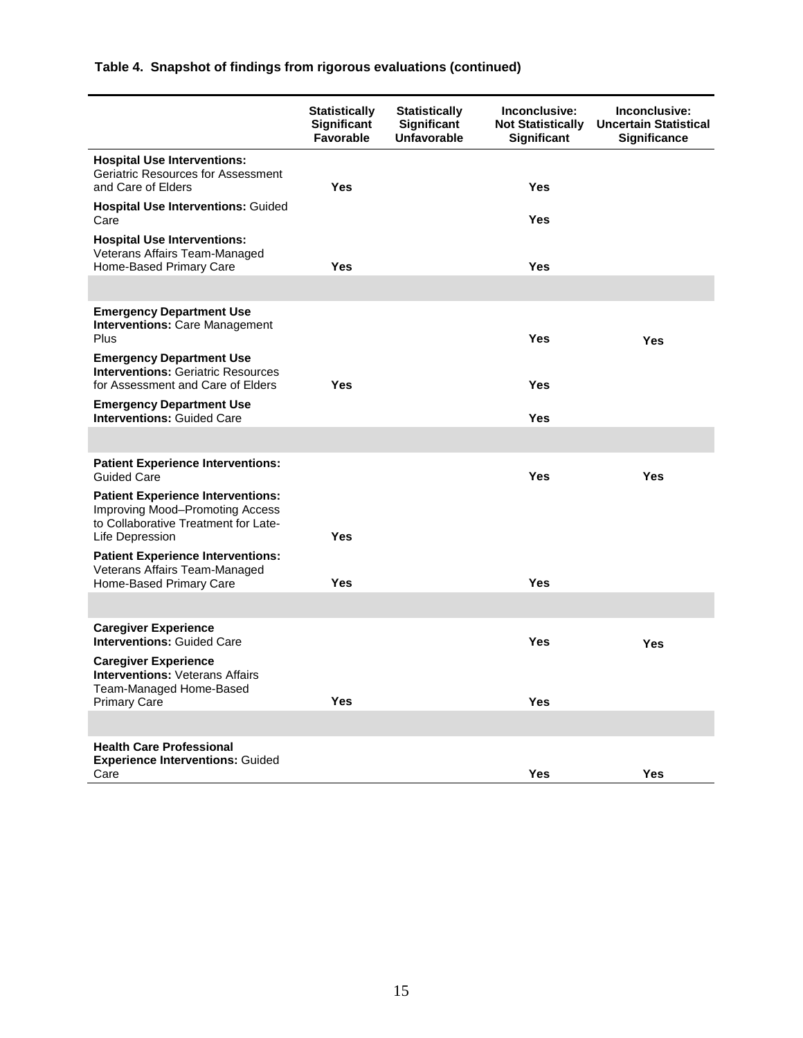**Table 4. Snapshot of findings from rigorous evaluations (continued)**

| | Statistically Significant Favorable | Statistically Significant Unfavorable | Inconclusive: Not Statistically Significant | Inconclusive: Uncertain Statistical Significance |
|---|---|---|---|---|
| **Hospital Use Interventions:** Geriatric Resources for Assessment and Care of Elders | Yes | | Yes | |
| **Hospital Use Interventions:** Guided Care | | | Yes | |
| **Hospital Use Interventions:** Veterans Affairs Team-Managed Home-Based Primary Care | Yes | | Yes | |
| | | | | |
| **Emergency Department Use Interventions:** Care Management Plus | | | Yes | Yes |
| **Emergency Department Use Interventions:** Geriatric Resources for Assessment and Care of Elders | Yes | | Yes | |
| **Emergency Department Use Interventions:** Guided Care | | | Yes | |
| | | | | |
| **Patient Experience Interventions:** Guided Care | | | Yes | Yes |
| **Patient Experience Interventions:** Improving Mood–Promoting Access to Collaborative Treatment for Late-Life Depression | Yes | | | |
| **Patient Experience Interventions:** Veterans Affairs Team-Managed Home-Based Primary Care | Yes | | Yes | |
| | | | | |
| **Caregiver Experience Interventions:** Guided Care | | | Yes | Yes |
| **Caregiver Experience Interventions:** Veterans Affairs Team-Managed Home-Based Primary Care | Yes | | Yes | |
| | | | | |
| **Health Care Professional Experience Interventions:** Guided Care | | | Yes | Yes |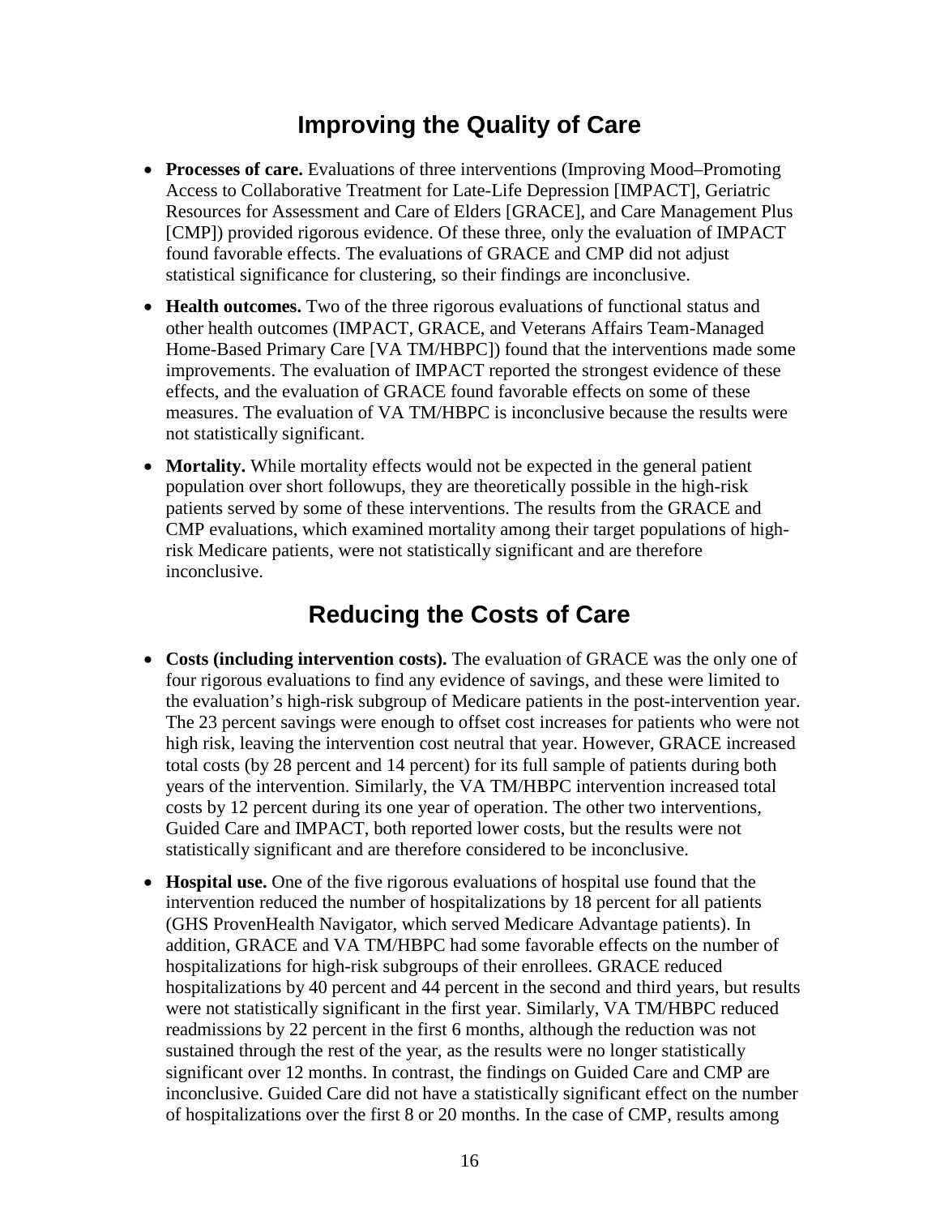## Improving the Quality of Care

- **Processes of care.** Evaluations of three interventions (Improving Mood–Promoting Access to Collaborative Treatment for Late-Life Depression [IMPACT], Geriatric Resources for Assessment and Care of Elders [GRACE], and Care Management Plus [CMP]) provided rigorous evidence. Of these three, only the evaluation of IMPACT found favorable effects. The evaluations of GRACE and CMP did not adjust statistical significance for clustering, so their findings are inconclusive.
- **Health outcomes.** Two of the three rigorous evaluations of functional status and other health outcomes (IMPACT, GRACE, and Veterans Affairs Team-Managed Home-Based Primary Care [VA TM/HBPC]) found that the interventions made some improvements. The evaluation of IMPACT reported the strongest evidence of these effects, and the evaluation of GRACE found favorable effects on some of these measures. The evaluation of VA TM/HBPC is inconclusive because the results were not statistically significant.
- **Mortality.** While mortality effects would not be expected in the general patient population over short followups, they are theoretically possible in the high-risk patients served by some of these interventions. The results from the GRACE and CMP evaluations, which examined mortality among their target populations of high-risk Medicare patients, were not statistically significant and are therefore inconclusive.

## Reducing the Costs of Care

- **Costs (including intervention costs).** The evaluation of GRACE was the only one of four rigorous evaluations to find any evidence of savings, and these were limited to the evaluation's high-risk subgroup of Medicare patients in the post-intervention year. The 23 percent savings were enough to offset cost increases for patients who were not high risk, leaving the intervention cost neutral that year. However, GRACE increased total costs (by 28 percent and 14 percent) for its full sample of patients during both years of the intervention. Similarly, the VA TM/HBPC intervention increased total costs by 12 percent during its one year of operation. The other two interventions, Guided Care and IMPACT, both reported lower costs, but the results were not statistically significant and are therefore considered to be inconclusive.
- **Hospital use.** One of the five rigorous evaluations of hospital use found that the intervention reduced the number of hospitalizations by 18 percent for all patients (GHS ProvenHealth Navigator, which served Medicare Advantage patients). In addition, GRACE and VA TM/HBPC had some favorable effects on the number of hospitalizations for high-risk subgroups of their enrollees. GRACE reduced hospitalizations by 40 percent and 44 percent in the second and third years, but results were not statistically significant in the first year. Similarly, VA TM/HBPC reduced readmissions by 22 percent in the first 6 months, although the reduction was not sustained through the rest of the year, as the results were no longer statistically significant over 12 months. In contrast, the findings on Guided Care and CMP are inconclusive. Guided Care did not have a statistically significant effect on the number of hospitalizations over the first 8 or 20 months. In the case of CMP, results among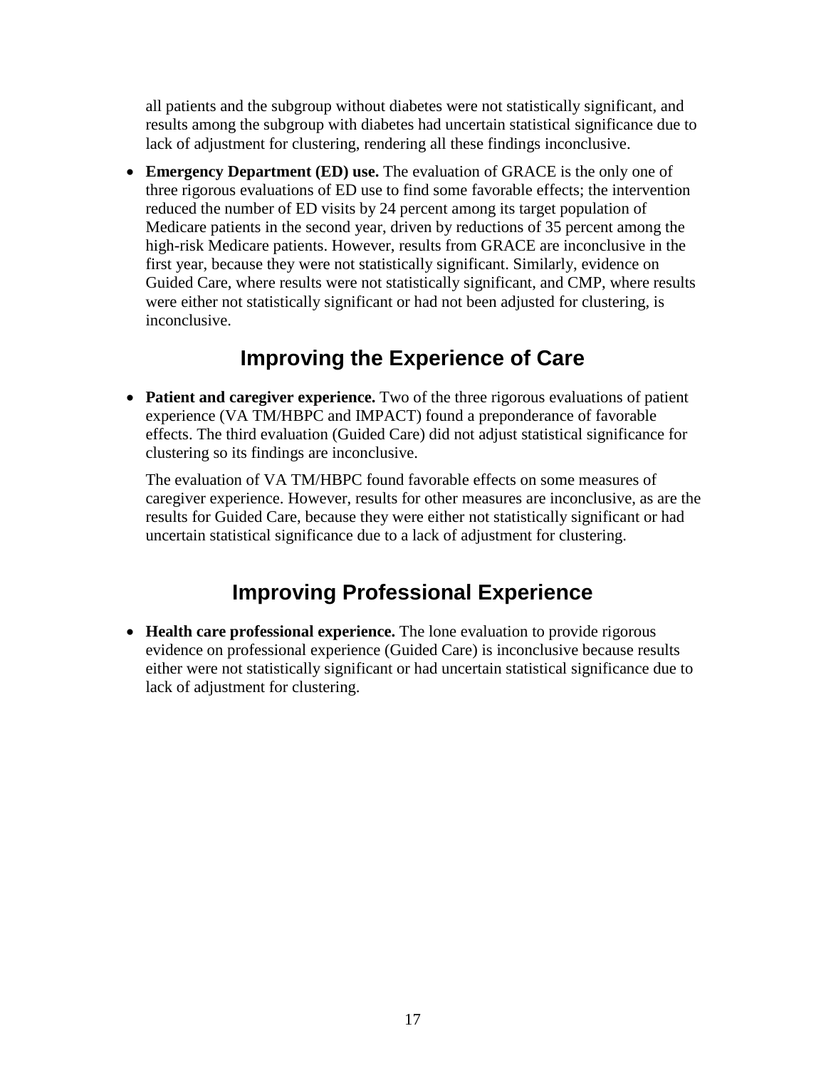all patients and the subgroup without diabetes were not statistically significant, and results among the subgroup with diabetes had uncertain statistical significance due to lack of adjustment for clustering, rendering all these findings inconclusive.

- **Emergency Department (ED) use.** The evaluation of GRACE is the only one of three rigorous evaluations of ED use to find some favorable effects; the intervention reduced the number of ED visits by 24 percent among its target population of Medicare patients in the second year, driven by reductions of 35 percent among the high-risk Medicare patients. However, results from GRACE are inconclusive in the first year, because they were not statistically significant. Similarly, evidence on Guided Care, where results were not statistically significant, and CMP, where results were either not statistically significant or had not been adjusted for clustering, is inconclusive.

## Improving the Experience of Care

- **Patient and caregiver experience.** Two of the three rigorous evaluations of patient experience (VA TM/HBPC and IMPACT) found a preponderance of favorable effects. The third evaluation (Guided Care) did not adjust statistical significance for clustering so its findings are inconclusive.

  The evaluation of VA TM/HBPC found favorable effects on some measures of caregiver experience. However, results for other measures are inconclusive, as are the results for Guided Care, because they were either not statistically significant or had uncertain statistical significance due to a lack of adjustment for clustering.

## Improving Professional Experience

- **Health care professional experience.** The lone evaluation to provide rigorous evidence on professional experience (Guided Care) is inconclusive because results either were not statistically significant or had uncertain statistical significance due to lack of adjustment for clustering.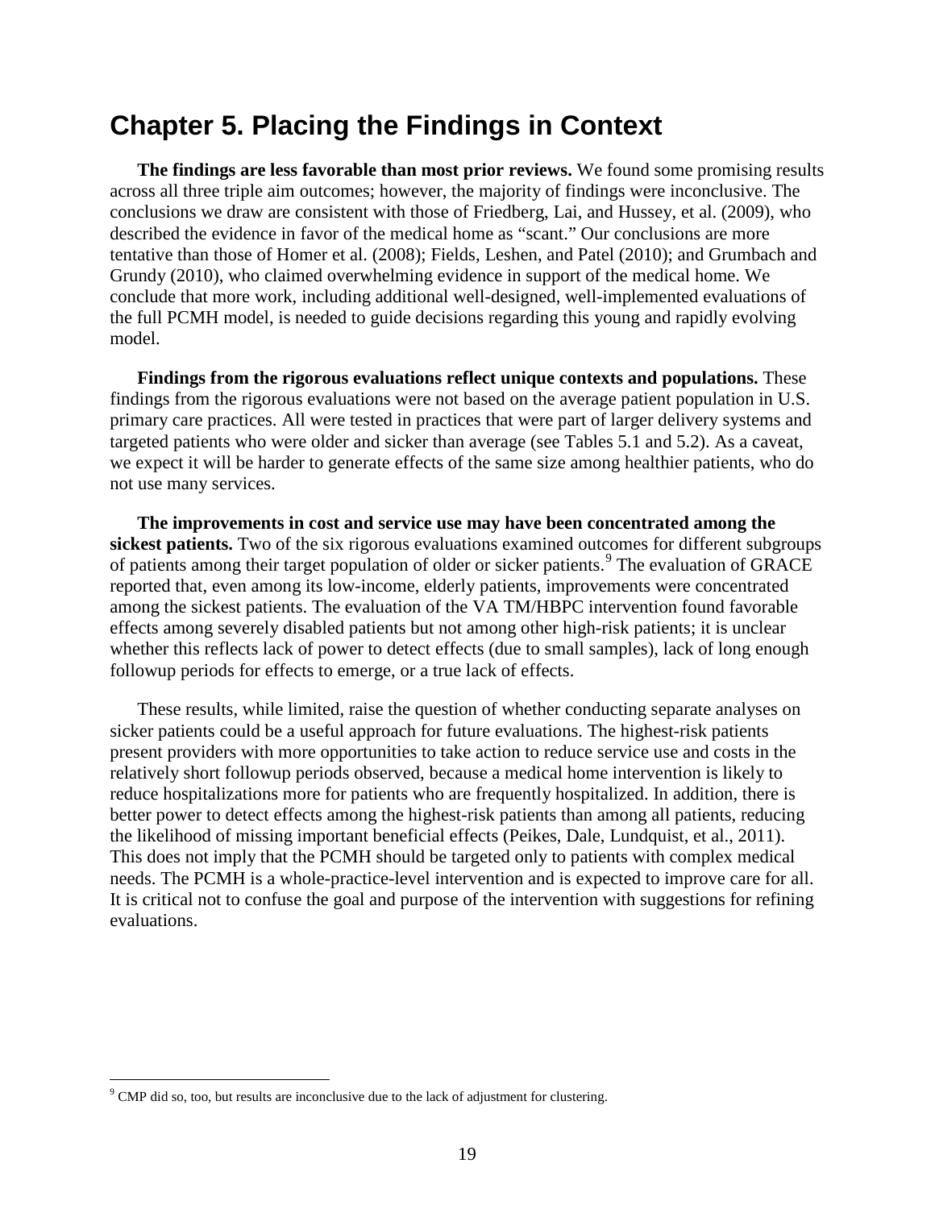# Chapter 5. Placing the Findings in Context

**The findings are less favorable than most prior reviews.** We found some promising results across all three triple aim outcomes; however, the majority of findings were inconclusive. The conclusions we draw are consistent with those of Friedberg, Lai, and Hussey, et al. (2009), who described the evidence in favor of the medical home as "scant." Our conclusions are more tentative than those of Homer et al. (2008); Fields, Leshen, and Patel (2010); and Grumbach and Grundy (2010), who claimed overwhelming evidence in support of the medical home. We conclude that more work, including additional well-designed, well-implemented evaluations of the full PCMH model, is needed to guide decisions regarding this young and rapidly evolving model.

**Findings from the rigorous evaluations reflect unique contexts and populations.** These findings from the rigorous evaluations were not based on the average patient population in U.S. primary care practices. All were tested in practices that were part of larger delivery systems and targeted patients who were older and sicker than average (see Tables 5.1 and 5.2). As a caveat, we expect it will be harder to generate effects of the same size among healthier patients, who do not use many services.

**The improvements in cost and service use may have been concentrated among the sickest patients.** Two of the six rigorous evaluations examined outcomes for different subgroups of patients among their target population of older or sicker patients.[9] The evaluation of GRACE reported that, even among its low-income, elderly patients, improvements were concentrated among the sickest patients. The evaluation of the VA TM/HBPC intervention found favorable effects among severely disabled patients but not among other high-risk patients; it is unclear whether this reflects lack of power to detect effects (due to small samples), lack of long enough followup periods for effects to emerge, or a true lack of effects.

These results, while limited, raise the question of whether conducting separate analyses on sicker patients could be a useful approach for future evaluations. The highest-risk patients present providers with more opportunities to take action to reduce service use and costs in the relatively short followup periods observed, because a medical home intervention is likely to reduce hospitalizations more for patients who are frequently hospitalized. In addition, there is better power to detect effects among the highest-risk patients than among all patients, reducing the likelihood of missing important beneficial effects (Peikes, Dale, Lundquist, et al., 2011). This does not imply that the PCMH should be targeted only to patients with complex medical needs. The PCMH is a whole-practice-level intervention and is expected to improve care for all. It is critical not to confuse the goal and purpose of the intervention with suggestions for refining evaluations.

[9] CMP did so, too, but results are inconclusive due to the lack of adjustment for clustering.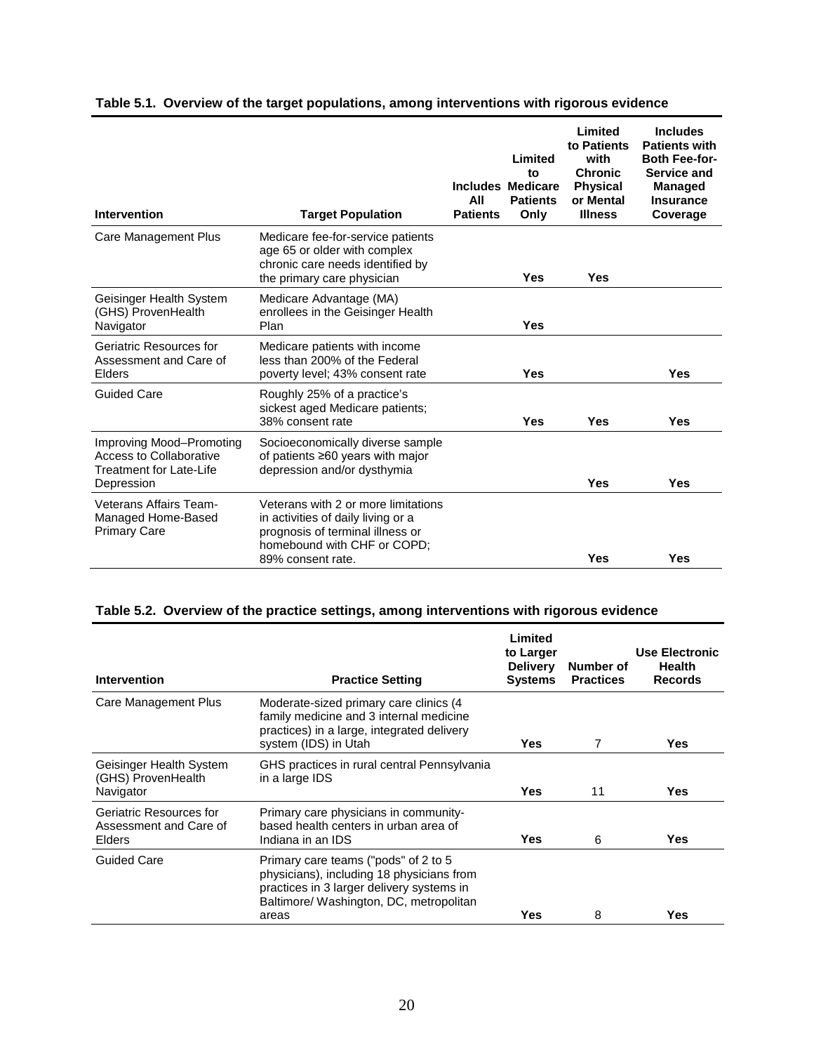**Table 5.1. Overview of the target populations, among interventions with rigorous evidence**

| Intervention | Target Population | Includes All Patients | Limited to Medicare Patients Only | Limited to Patients with Chronic Physical or Mental Illness | Includes Patients with Both Fee-for-Service and Managed Insurance Coverage |
|---|---|---|---|---|---|
| Care Management Plus | Medicare fee-for-service patients age 65 or older with complex chronic care needs identified by the primary care physician | | Yes | Yes | |
| Geisinger Health System (GHS) ProvenHealth Navigator | Medicare Advantage (MA) enrollees in the Geisinger Health Plan | | Yes | | |
| Geriatric Resources for Assessment and Care of Elders | Medicare patients with income less than 200% of the Federal poverty level; 43% consent rate | | Yes | | Yes |
| Guided Care | Roughly 25% of a practice's sickest aged Medicare patients; 38% consent rate | | Yes | Yes | Yes |
| Improving Mood–Promoting Access to Collaborative Treatment for Late-Life Depression | Socioeconomically diverse sample of patients ≥60 years with major depression and/or dysthymia | | | Yes | Yes |
| Veterans Affairs Team-Managed Home-Based Primary Care | Veterans with 2 or more limitations in activities of daily living or a prognosis of terminal illness or homebound with CHF or COPD; 89% consent rate. | | | Yes | Yes |

**Table 5.2. Overview of the practice settings, among interventions with rigorous evidence**

| Intervention | Practice Setting | Limited to Larger Delivery Systems | Number of Practices | Use Electronic Health Records |
|---|---|---|---|---|
| Care Management Plus | Moderate-sized primary care clinics (4 family medicine and 3 internal medicine practices) in a large, integrated delivery system (IDS) in Utah | Yes | 7 | Yes |
| Geisinger Health System (GHS) ProvenHealth Navigator | GHS practices in rural central Pennsylvania in a large IDS | Yes | 11 | Yes |
| Geriatric Resources for Assessment and Care of Elders | Primary care physicians in community-based health centers in urban area of Indiana in an IDS | Yes | 6 | Yes |
| Guided Care | Primary care teams ("pods" of 2 to 5 physicians), including 18 physicians from practices in 3 larger delivery systems in Baltimore/ Washington, DC, metropolitan areas | Yes | 8 | Yes |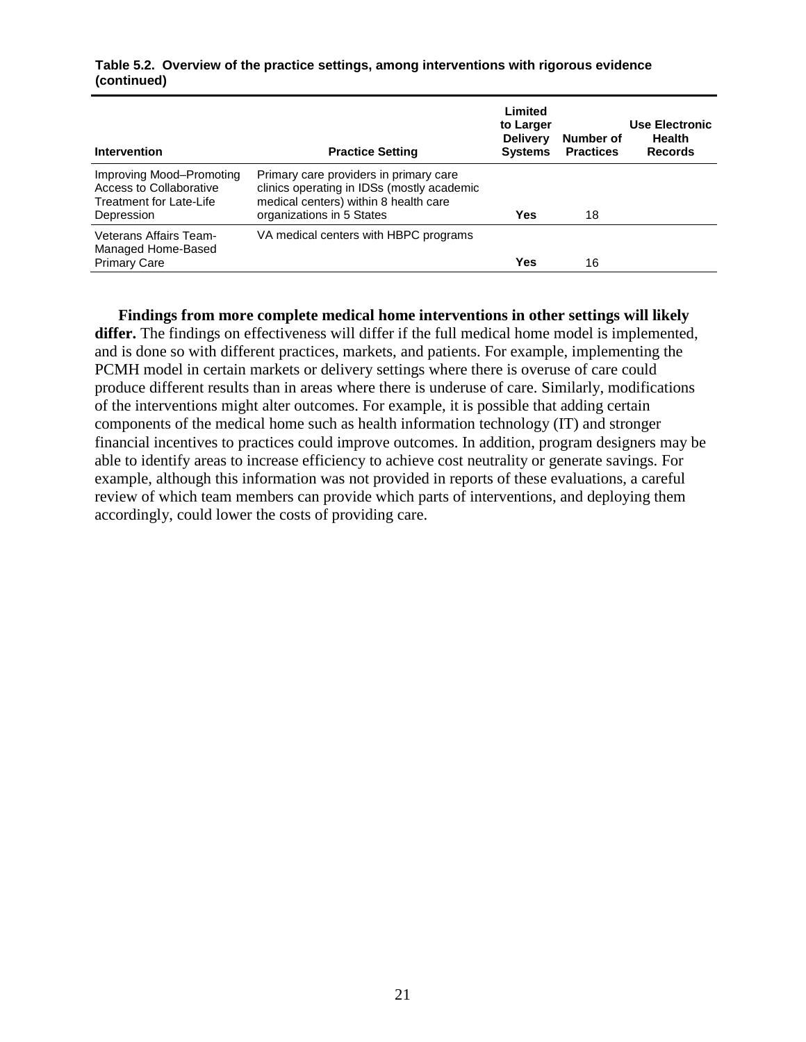**Table 5.2. Overview of the practice settings, among interventions with rigorous evidence (continued)**

| Intervention | Practice Setting | Limited to Larger Delivery Systems | Number of Practices | Use Electronic Health Records |
|---|---|---|---|---|
| Improving Mood–Promoting Access to Collaborative Treatment for Late-Life Depression | Primary care providers in primary care clinics operating in IDSs (mostly academic medical centers) within 8 health care organizations in 5 States | **Yes** | 18 | |
| Veterans Affairs Team-Managed Home-Based Primary Care | VA medical centers with HBPC programs | **Yes** | 16 | |

**Findings from more complete medical home interventions in other settings will likely differ.** The findings on effectiveness will differ if the full medical home model is implemented, and is done so with different practices, markets, and patients. For example, implementing the PCMH model in certain markets or delivery settings where there is overuse of care could produce different results than in areas where there is underuse of care. Similarly, modifications of the interventions might alter outcomes. For example, it is possible that adding certain components of the medical home such as health information technology (IT) and stronger financial incentives to practices could improve outcomes. In addition, program designers may be able to identify areas to increase efficiency to achieve cost neutrality or generate savings. For example, although this information was not provided in reports of these evaluations, a careful review of which team members can provide which parts of interventions, and deploying them accordingly, could lower the costs of providing care.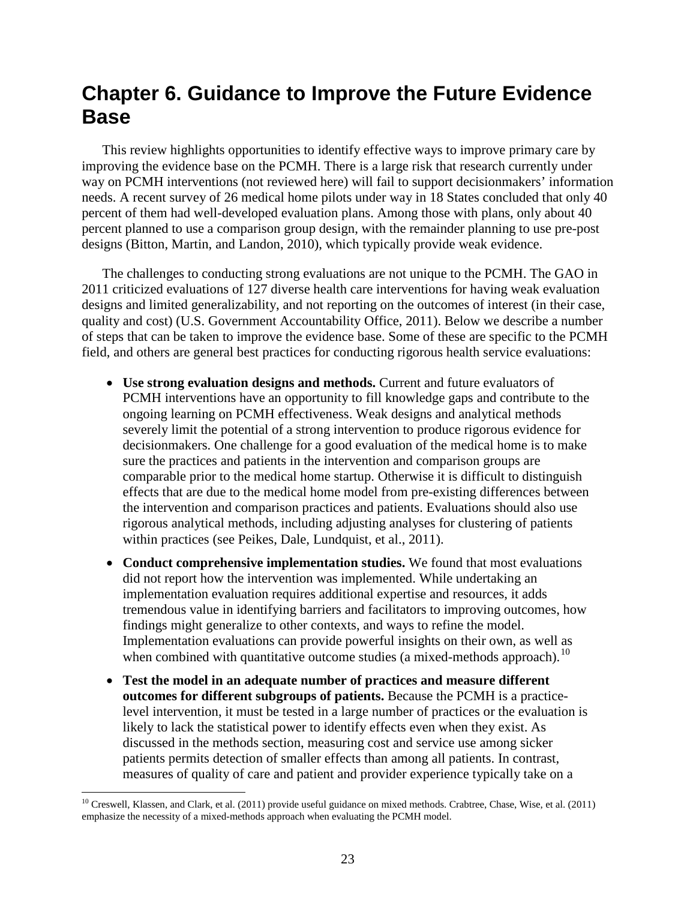# Chapter 6. Guidance to Improve the Future Evidence Base

This review highlights opportunities to identify effective ways to improve primary care by improving the evidence base on the PCMH. There is a large risk that research currently under way on PCMH interventions (not reviewed here) will fail to support decisionmakers' information needs. A recent survey of 26 medical home pilots under way in 18 States concluded that only 40 percent of them had well-developed evaluation plans. Among those with plans, only about 40 percent planned to use a comparison group design, with the remainder planning to use pre-post designs (Bitton, Martin, and Landon, 2010), which typically provide weak evidence.

The challenges to conducting strong evaluations are not unique to the PCMH. The GAO in 2011 criticized evaluations of 127 diverse health care interventions for having weak evaluation designs and limited generalizability, and not reporting on the outcomes of interest (in their case, quality and cost) (U.S. Government Accountability Office, 2011). Below we describe a number of steps that can be taken to improve the evidence base. Some of these are specific to the PCMH field, and others are general best practices for conducting rigorous health service evaluations:

- **Use strong evaluation designs and methods.** Current and future evaluators of PCMH interventions have an opportunity to fill knowledge gaps and contribute to the ongoing learning on PCMH effectiveness. Weak designs and analytical methods severely limit the potential of a strong intervention to produce rigorous evidence for decisionmakers. One challenge for a good evaluation of the medical home is to make sure the practices and patients in the intervention and comparison groups are comparable prior to the medical home startup. Otherwise it is difficult to distinguish effects that are due to the medical home model from pre-existing differences between the intervention and comparison practices and patients. Evaluations should also use rigorous analytical methods, including adjusting analyses for clustering of patients within practices (see Peikes, Dale, Lundquist, et al., 2011).
- **Conduct comprehensive implementation studies.** We found that most evaluations did not report how the intervention was implemented. While undertaking an implementation evaluation requires additional expertise and resources, it adds tremendous value in identifying barriers and facilitators to improving outcomes, how findings might generalize to other contexts, and ways to refine the model. Implementation evaluations can provide powerful insights on their own, as well as when combined with quantitative outcome studies (a mixed-methods approach).[10]
- **Test the model in an adequate number of practices and measure different outcomes for different subgroups of patients.** Because the PCMH is a practice-level intervention, it must be tested in a large number of practices or the evaluation is likely to lack the statistical power to identify effects even when they exist. As discussed in the methods section, measuring cost and service use among sicker patients permits detection of smaller effects than among all patients. In contrast, measures of quality of care and patient and provider experience typically take on a

[10] Creswell, Klassen, and Clark, et al. (2011) provide useful guidance on mixed methods. Crabtree, Chase, Wise, et al. (2011) emphasize the necessity of a mixed-methods approach when evaluating the PCMH model.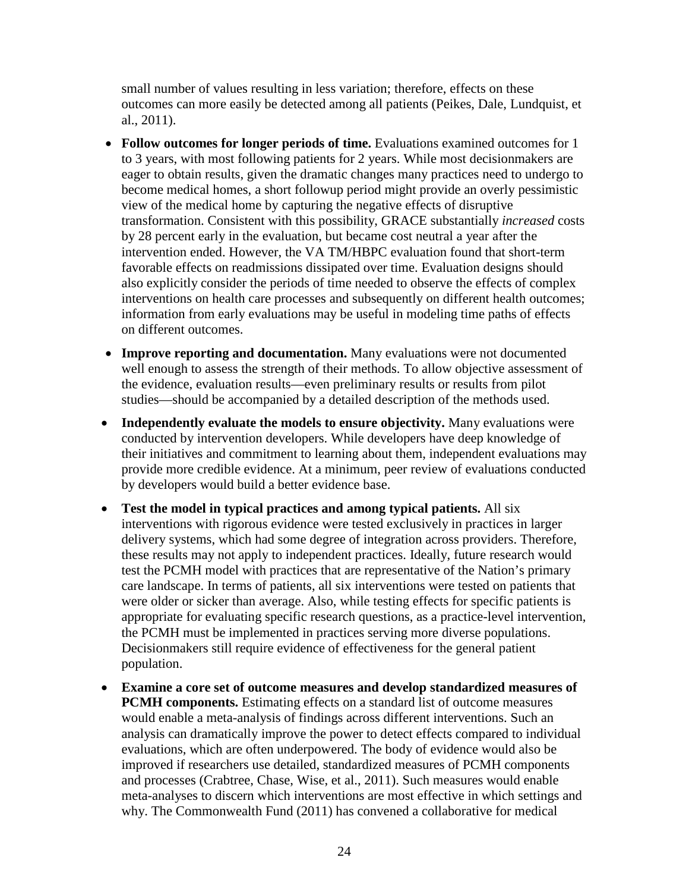small number of values resulting in less variation; therefore, effects on these outcomes can more easily be detected among all patients (Peikes, Dale, Lundquist, et al., 2011).

- **Follow outcomes for longer periods of time.** Evaluations examined outcomes for 1 to 3 years, with most following patients for 2 years. While most decisionmakers are eager to obtain results, given the dramatic changes many practices need to undergo to become medical homes, a short followup period might provide an overly pessimistic view of the medical home by capturing the negative effects of disruptive transformation. Consistent with this possibility, GRACE substantially *increased* costs by 28 percent early in the evaluation, but became cost neutral a year after the intervention ended. However, the VA TM/HBPC evaluation found that short-term favorable effects on readmissions dissipated over time. Evaluation designs should also explicitly consider the periods of time needed to observe the effects of complex interventions on health care processes and subsequently on different health outcomes; information from early evaluations may be useful in modeling time paths of effects on different outcomes.
- **Improve reporting and documentation.** Many evaluations were not documented well enough to assess the strength of their methods. To allow objective assessment of the evidence, evaluation results—even preliminary results or results from pilot studies—should be accompanied by a detailed description of the methods used.
- **Independently evaluate the models to ensure objectivity.** Many evaluations were conducted by intervention developers. While developers have deep knowledge of their initiatives and commitment to learning about them, independent evaluations may provide more credible evidence. At a minimum, peer review of evaluations conducted by developers would build a better evidence base.
- **Test the model in typical practices and among typical patients.** All six interventions with rigorous evidence were tested exclusively in practices in larger delivery systems, which had some degree of integration across providers. Therefore, these results may not apply to independent practices. Ideally, future research would test the PCMH model with practices that are representative of the Nation's primary care landscape. In terms of patients, all six interventions were tested on patients that were older or sicker than average. Also, while testing effects for specific patients is appropriate for evaluating specific research questions, as a practice-level intervention, the PCMH must be implemented in practices serving more diverse populations. Decisionmakers still require evidence of effectiveness for the general patient population.
- **Examine a core set of outcome measures and develop standardized measures of PCMH components.** Estimating effects on a standard list of outcome measures would enable a meta-analysis of findings across different interventions. Such an analysis can dramatically improve the power to detect effects compared to individual evaluations, which are often underpowered. The body of evidence would also be improved if researchers use detailed, standardized measures of PCMH components and processes (Crabtree, Chase, Wise, et al., 2011). Such measures would enable meta-analyses to discern which interventions are most effective in which settings and why. The Commonwealth Fund (2011) has convened a collaborative for medical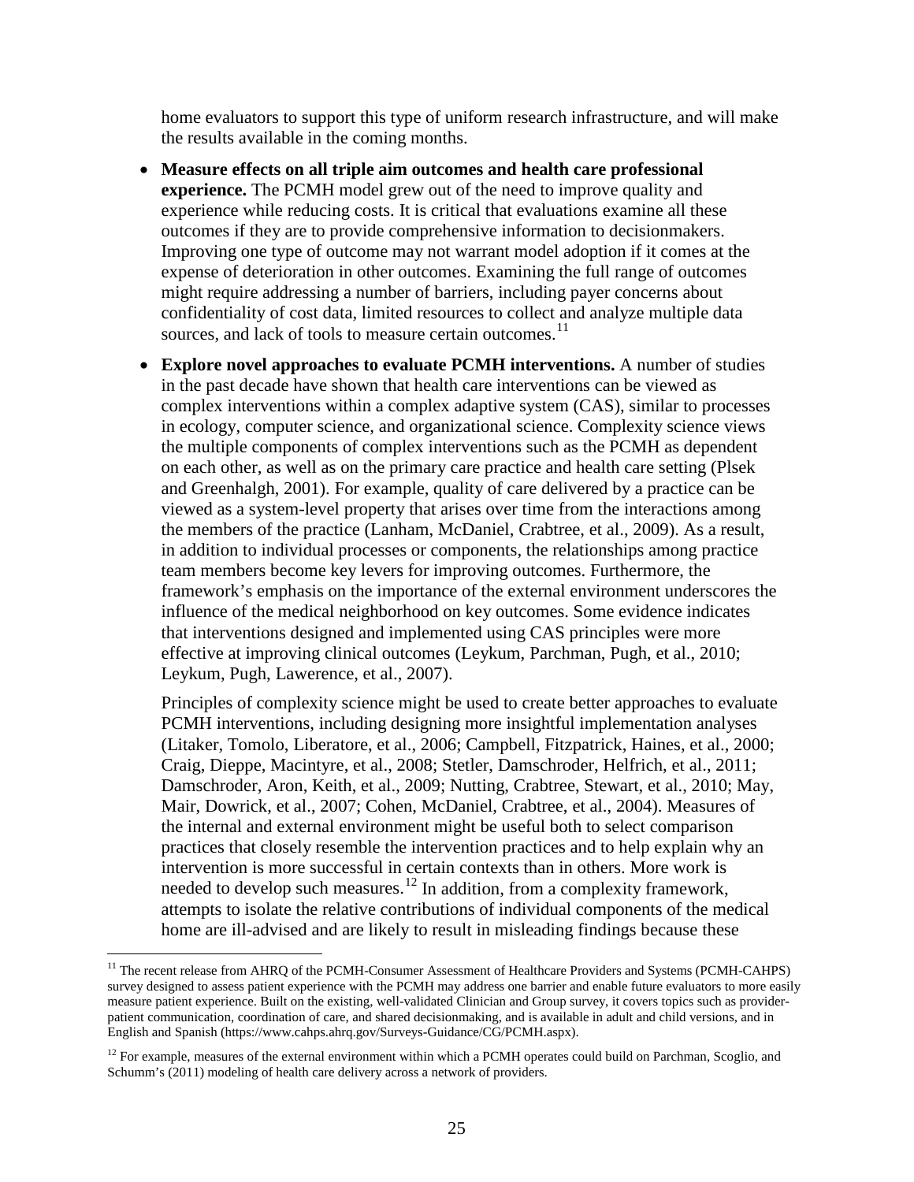home evaluators to support this type of uniform research infrastructure, and will make the results available in the coming months.

- **Measure effects on all triple aim outcomes and health care professional experience.** The PCMH model grew out of the need to improve quality and experience while reducing costs. It is critical that evaluations examine all these outcomes if they are to provide comprehensive information to decisionmakers. Improving one type of outcome may not warrant model adoption if it comes at the expense of deterioration in other outcomes. Examining the full range of outcomes might require addressing a number of barriers, including payer concerns about confidentiality of cost data, limited resources to collect and analyze multiple data sources, and lack of tools to measure certain outcomes.[11]

- **Explore novel approaches to evaluate PCMH interventions.** A number of studies in the past decade have shown that health care interventions can be viewed as complex interventions within a complex adaptive system (CAS), similar to processes in ecology, computer science, and organizational science. Complexity science views the multiple components of complex interventions such as the PCMH as dependent on each other, as well as on the primary care practice and health care setting (Plsek and Greenhalgh, 2001). For example, quality of care delivered by a practice can be viewed as a system-level property that arises over time from the interactions among the members of the practice (Lanham, McDaniel, Crabtree, et al., 2009). As a result, in addition to individual processes or components, the relationships among practice team members become key levers for improving outcomes. Furthermore, the framework's emphasis on the importance of the external environment underscores the influence of the medical neighborhood on key outcomes. Some evidence indicates that interventions designed and implemented using CAS principles were more effective at improving clinical outcomes (Leykum, Parchman, Pugh, et al., 2010; Leykum, Pugh, Lawerence, et al., 2007).

  Principles of complexity science might be used to create better approaches to evaluate PCMH interventions, including designing more insightful implementation analyses (Litaker, Tomolo, Liberatore, et al., 2006; Campbell, Fitzpatrick, Haines, et al., 2000; Craig, Dieppe, Macintyre, et al., 2008; Stetler, Damschroder, Helfrich, et al., 2011; Damschroder, Aron, Keith, et al., 2009; Nutting, Crabtree, Stewart, et al., 2010; May, Mair, Dowrick, et al., 2007; Cohen, McDaniel, Crabtree, et al., 2004). Measures of the internal and external environment might be useful both to select comparison practices that closely resemble the intervention practices and to help explain why an intervention is more successful in certain contexts than in others. More work is needed to develop such measures.[12] In addition, from a complexity framework, attempts to isolate the relative contributions of individual components of the medical home are ill-advised and are likely to result in misleading findings because these

[11] The recent release from AHRQ of the PCMH-Consumer Assessment of Healthcare Providers and Systems (PCMH-CAHPS) survey designed to assess patient experience with the PCMH may address one barrier and enable future evaluators to more easily measure patient experience. Built on the existing, well-validated Clinician and Group survey, it covers topics such as provider-patient communication, coordination of care, and shared decisionmaking, and is available in adult and child versions, and in English and Spanish (https://www.cahps.ahrq.gov/Surveys-Guidance/CG/PCMH.aspx).

[12] For example, measures of the external environment within which a PCMH operates could build on Parchman, Scoglio, and Schumm's (2011) modeling of health care delivery across a network of providers.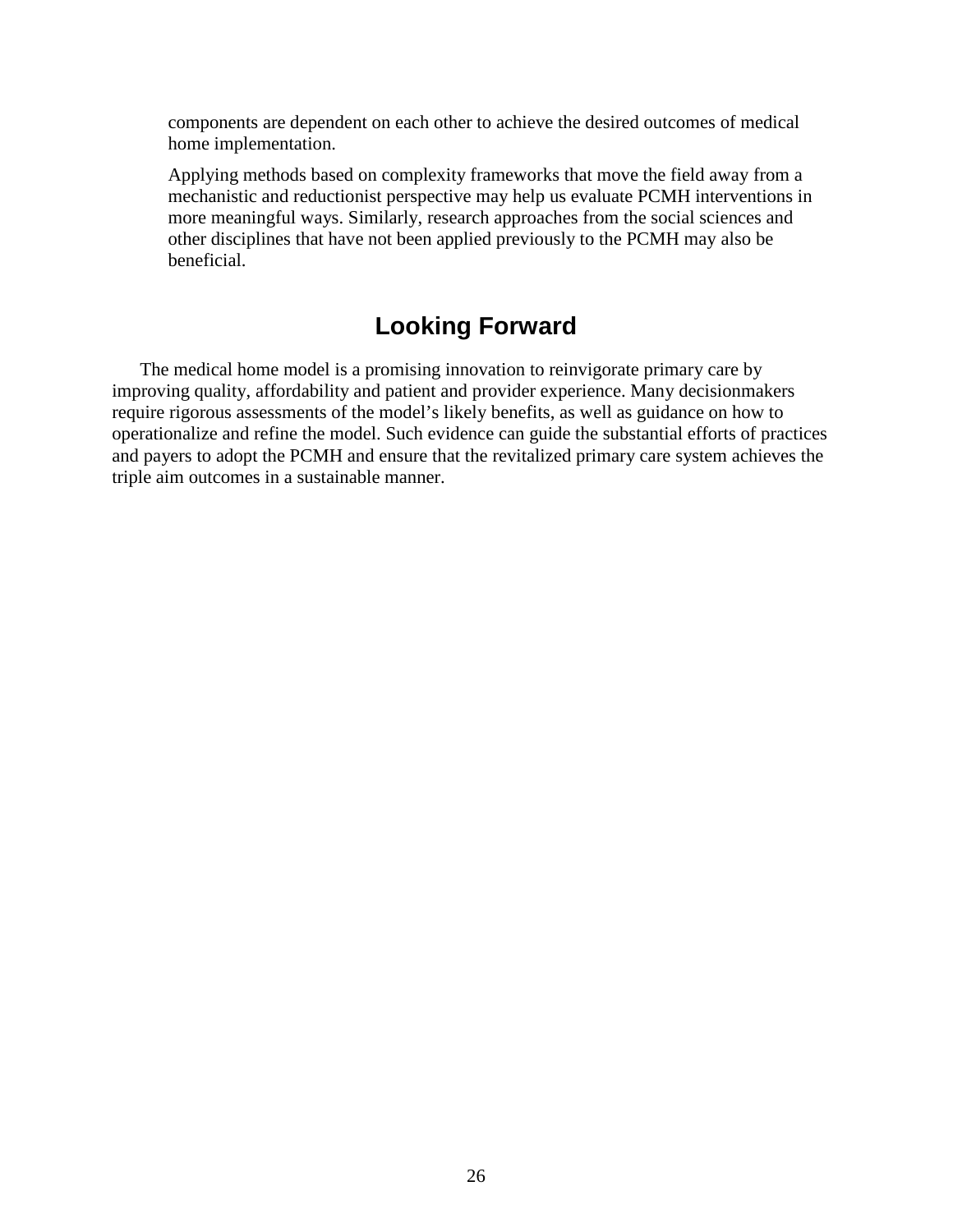components are dependent on each other to achieve the desired outcomes of medical home implementation.

Applying methods based on complexity frameworks that move the field away from a mechanistic and reductionist perspective may help us evaluate PCMH interventions in more meaningful ways. Similarly, research approaches from the social sciences and other disciplines that have not been applied previously to the PCMH may also be beneficial.

## Looking Forward

The medical home model is a promising innovation to reinvigorate primary care by improving quality, affordability and patient and provider experience. Many decisionmakers require rigorous assessments of the model's likely benefits, as well as guidance on how to operationalize and refine the model. Such evidence can guide the substantial efforts of practices and payers to adopt the PCMH and ensure that the revitalized primary care system achieves the triple aim outcomes in a sustainable manner.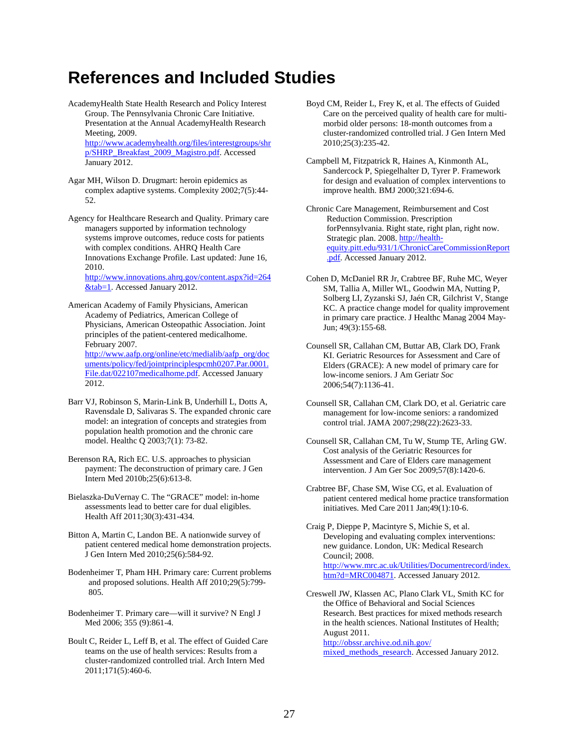# References and Included Studies

AcademyHealth State Health Research and Policy Interest Group. The Pennsylvania Chronic Care Initiative. Presentation at the Annual AcademyHealth Research Meeting, 2009. http://www.academyhealth.org/files/interestgroups/shrp/SHRP_Breakfast_2009_Magistro.pdf. Accessed January 2012.

Agar MH, Wilson D. Drugmart: heroin epidemics as complex adaptive systems. Complexity 2002;7(5):44-52.

Agency for Healthcare Research and Quality. Primary care managers supported by information technology systems improve outcomes, reduce costs for patients with complex conditions. AHRQ Health Care Innovations Exchange Profile. Last updated: June 16, 2010. http://www.innovations.ahrq.gov/content.aspx?id=264&tab=1. Accessed January 2012.

American Academy of Family Physicians, American Academy of Pediatrics, American College of Physicians, American Osteopathic Association. Joint principles of the patient-centered medicalhome. February 2007. http://www.aafp.org/online/etc/medialib/aafp_org/documents/policy/fed/jointprinciplespcmh0207.Par.0001.File.dat/022107medicalhome.pdf. Accessed January 2012.

Barr VJ, Robinson S, Marin-Link B, Underhill L, Dotts A, Ravensdale D, Salivaras S. The expanded chronic care model: an integration of concepts and strategies from population health promotion and the chronic care model. Healthc Q 2003;7(1): 73-82.

Berenson RA, Rich EC. U.S. approaches to physician payment: The deconstruction of primary care. J Gen Intern Med 2010b;25(6):613-8.

Bielaszka-DuVernay C. The "GRACE" model: in-home assessments lead to better care for dual eligibles. Health Aff 2011;30(3):431-434.

Bitton A, Martin C, Landon BE. A nationwide survey of patient centered medical home demonstration projects. J Gen Intern Med 2010;25(6):584-92.

Bodenheimer T, Pham HH. Primary care: Current problems and proposed solutions. Health Aff 2010;29(5):799-805.

Bodenheimer T. Primary care—will it survive? N Engl J Med 2006; 355 (9):861-4.

Boult C, Reider L, Leff B, et al. The effect of Guided Care teams on the use of health services: Results from a cluster-randomized controlled trial. Arch Intern Med 2011;171(5):460-6.

Boyd CM, Reider L, Frey K, et al. The effects of Guided Care on the perceived quality of health care for multi-morbid older persons: 18-month outcomes from a cluster-randomized controlled trial. J Gen Intern Med 2010;25(3):235-42.

Campbell M, Fitzpatrick R, Haines A, Kinmonth AL, Sandercock P, Spiegelhalter D, Tyrer P. Framework for design and evaluation of complex interventions to improve health. BMJ 2000;321:694-6.

Chronic Care Management, Reimbursement and Cost Reduction Commission. Prescription forPennsylvania. Right state, right plan, right now. Strategic plan. 2008. http://health-equity.pitt.edu/931/1/ChronicCareCommissionReport.pdf. Accessed January 2012.

Cohen D, McDaniel RR Jr, Crabtree BF, Ruhe MC, Weyer SM, Tallia A, Miller WL, Goodwin MA, Nutting P, Solberg LI, Zyzanski SJ, Jaén CR, Gilchrist V, Stange KC. A practice change model for quality improvement in primary care practice. J Healthc Manag 2004 May-Jun; 49(3):155-68.

Counsell SR, Callahan CM, Buttar AB, Clark DO, Frank KI. Geriatric Resources for Assessment and Care of Elders (GRACE): A new model of primary care for low-income seniors. J Am Geriatr *Soc* 2006;54(7):1136-41.

Counsell SR, Callahan CM, Clark DO, et al. Geriatric care management for low-income seniors: a randomized control trial. JAMA 2007;298(22):2623-33.

Counsell SR, Callahan CM, Tu W, Stump TE, Arling GW. Cost analysis of the Geriatric Resources for Assessment and Care of Elders care management intervention. J Am Ger Soc 2009;57(8):1420-6.

Crabtree BF, Chase SM, Wise CG, et al. Evaluation of patient centered medical home practice transformation initiatives. Med Care 2011 Jan;49(1):10-6.

Craig P, Dieppe P, Macintyre S, Michie S, et al. Developing and evaluating complex interventions: new guidance. London, UK: Medical Research Council; 2008. http://www.mrc.ac.uk/Utilities/Documentrecord/index.htm?d=MRC004871. Accessed January 2012.

Creswell JW, Klassen AC, Plano Clark VL, Smith KC for the Office of Behavioral and Social Sciences Research. Best practices for mixed methods research in the health sciences. National Institutes of Health; August 2011. http://obssr.archive.od.nih.gov/mixed_methods_research. Accessed January 2012.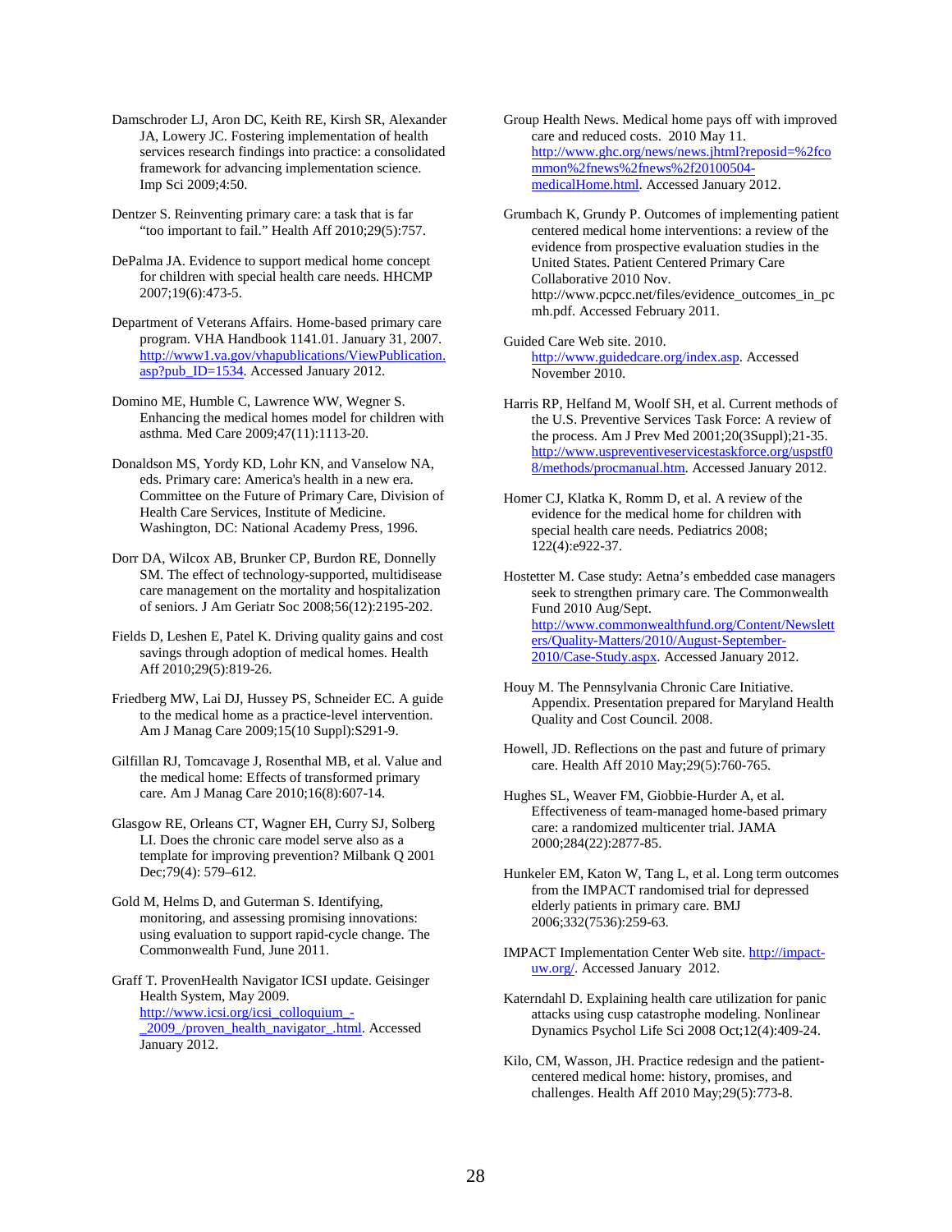Damschroder LJ, Aron DC, Keith RE, Kirsh SR, Alexander JA, Lowery JC. Fostering implementation of health services research findings into practice: a consolidated framework for advancing implementation science. Imp Sci 2009;4:50.

Dentzer S. Reinventing primary care: a task that is far "too important to fail." Health Aff 2010;29(5):757.

DePalma JA. Evidence to support medical home concept for children with special health care needs. HHCMP 2007;19(6):473-5.

Department of Veterans Affairs. Home-based primary care program. VHA Handbook 1141.01. January 31, 2007. http://www1.va.gov/vhapublications/ViewPublication.asp?pub_ID=1534. Accessed January 2012.

Domino ME, Humble C, Lawrence WW, Wegner S. Enhancing the medical homes model for children with asthma. Med Care 2009;47(11):1113-20.

Donaldson MS, Yordy KD, Lohr KN, and Vanselow NA, eds. Primary care: America's health in a new era. Committee on the Future of Primary Care, Division of Health Care Services, Institute of Medicine. Washington, DC: National Academy Press, 1996.

Dorr DA, Wilcox AB, Brunker CP, Burdon RE, Donnelly SM. The effect of technology-supported, multidisease care management on the mortality and hospitalization of seniors. J Am Geriatr Soc 2008;56(12):2195-202.

Fields D, Leshen E, Patel K. Driving quality gains and cost savings through adoption of medical homes. Health Aff 2010;29(5):819-26.

Friedberg MW, Lai DJ, Hussey PS, Schneider EC. A guide to the medical home as a practice-level intervention. Am J Manag Care 2009;15(10 Suppl):S291-9.

Gilfillan RJ, Tomcavage J, Rosenthal MB, et al. Value and the medical home: Effects of transformed primary care. Am J Manag Care 2010;16(8):607-14.

Glasgow RE, Orleans CT, Wagner EH, Curry SJ, Solberg LI. Does the chronic care model serve also as a template for improving prevention? Milbank Q 2001 Dec;79(4): 579–612.

Gold M, Helms D, and Guterman S. Identifying, monitoring, and assessing promising innovations: using evaluation to support rapid-cycle change. The Commonwealth Fund, June 2011.

Graff T. ProvenHealth Navigator ICSI update. Geisinger Health System, May 2009. http://www.icsi.org/icsi_colloquium_-_2009_/proven_health_navigator_.html. Accessed January 2012.

Group Health News. Medical home pays off with improved care and reduced costs. 2010 May 11. http://www.ghc.org/news/news.jhtml?reposid=%2fcommon%2fnews%2fnews%2f20100504-medicalHome.html. Accessed January 2012.

Grumbach K, Grundy P. Outcomes of implementing patient centered medical home interventions: a review of the evidence from prospective evaluation studies in the United States. Patient Centered Primary Care Collaborative 2010 Nov. http://www.pcpcc.net/files/evidence_outcomes_in_pcmh.pdf. Accessed February 2011.

Guided Care Web site. 2010. http://www.guidedcare.org/index.asp. Accessed November 2010.

Harris RP, Helfand M, Woolf SH, et al. Current methods of the U.S. Preventive Services Task Force: A review of the process. Am J Prev Med 2001;20(3Suppl):21-35. http://www.uspreventiveservicestaskforce.org/uspstf08/methods/procmanual.htm. Accessed January 2012.

Homer CJ, Klatka K, Romm D, et al. A review of the evidence for the medical home for children with special health care needs. Pediatrics 2008; 122(4):e922-37.

Hostetter M. Case study: Aetna's embedded case managers seek to strengthen primary care. The Commonwealth Fund 2010 Aug/Sept. http://www.commonwealthfund.org/Content/Newsletters/Quality-Matters/2010/August-September-2010/Case-Study.aspx. Accessed January 2012.

Houy M. The Pennsylvania Chronic Care Initiative. Appendix. Presentation prepared for Maryland Health Quality and Cost Council. 2008.

Howell, JD. Reflections on the past and future of primary care. Health Aff 2010 May;29(5):760-765.

Hughes SL, Weaver FM, Giobbie-Hurder A, et al. Effectiveness of team-managed home-based primary care: a randomized multicenter trial. JAMA 2000;284(22):2877-85.

Hunkeler EM, Katon W, Tang L, et al. Long term outcomes from the IMPACT randomised trial for depressed elderly patients in primary care. BMJ 2006;332(7536):259-63.

IMPACT Implementation Center Web site. http://impact-uw.org/. Accessed January 2012.

Katerndahl D. Explaining health care utilization for panic attacks using cusp catastrophe modeling. Nonlinear Dynamics Psychol Life Sci 2008 Oct;12(4):409-24.

Kilo, CM, Wasson, JH. Practice redesign and the patient-centered medical home: history, promises, and challenges. Health Aff 2010 May;29(5):773-8.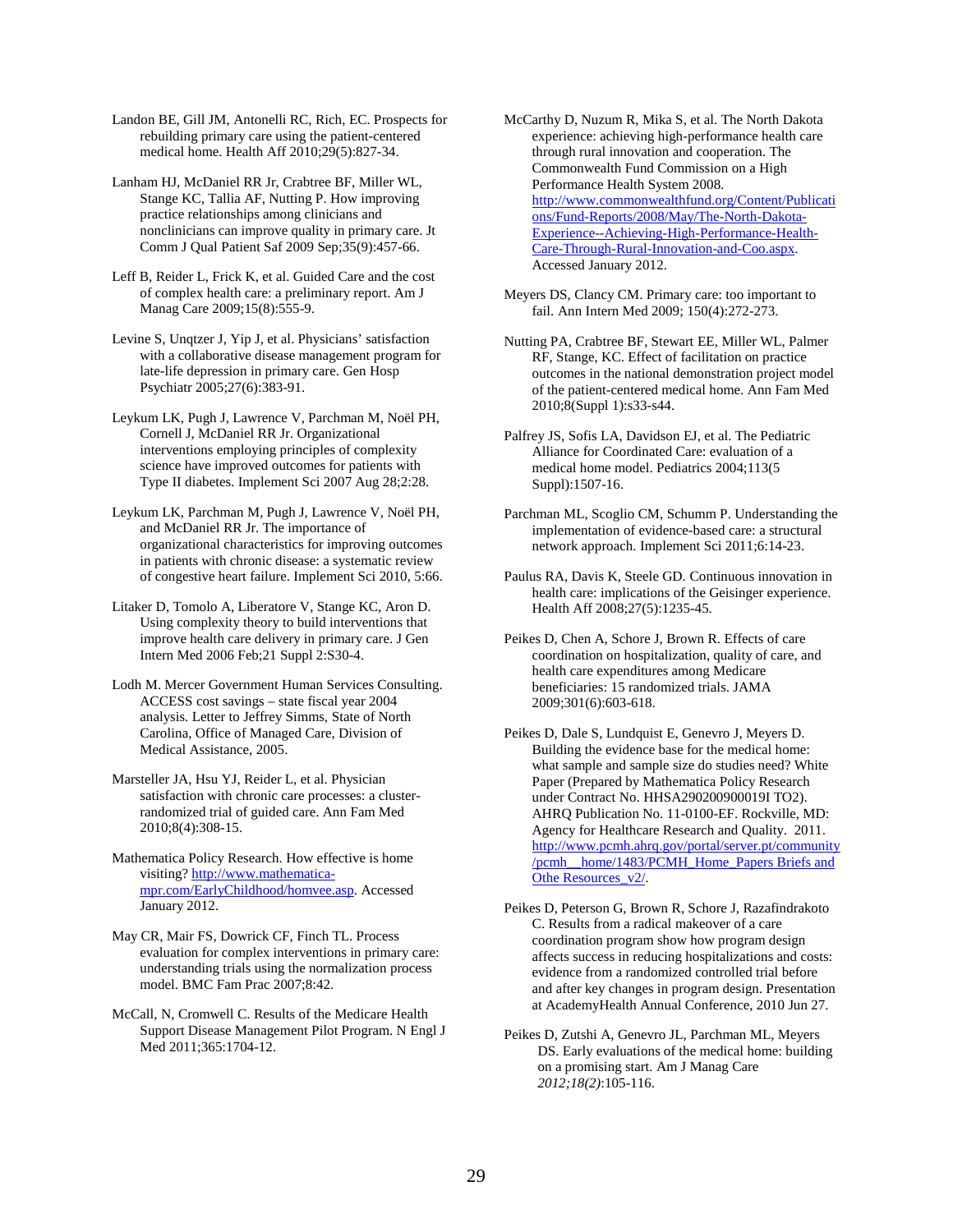Landon BE, Gill JM, Antonelli RC, Rich, EC. Prospects for rebuilding primary care using the patient-centered medical home. Health Aff 2010;29(5):827-34.

Lanham HJ, McDaniel RR Jr, Crabtree BF, Miller WL, Stange KC, Tallia AF, Nutting P. How improving practice relationships among clinicians and nonclinicians can improve quality in primary care. Jt Comm J Qual Patient Saf 2009 Sep;35(9):457-66.

Leff B, Reider L, Frick K, et al. Guided Care and the cost of complex health care: a preliminary report. Am J Manag Care 2009;15(8):555-9.

Levine S, Unqtzer J, Yip J, et al. Physicians' satisfaction with a collaborative disease management program for late-life depression in primary care. Gen Hosp Psychiatr 2005;27(6):383-91.

Leykum LK, Pugh J, Lawrence V, Parchman M, Noël PH, Cornell J, McDaniel RR Jr. Organizational interventions employing principles of complexity science have improved outcomes for patients with Type II diabetes. Implement Sci 2007 Aug 28;2:28.

Leykum LK, Parchman M, Pugh J, Lawrence V, Noël PH, and McDaniel RR Jr. The importance of organizational characteristics for improving outcomes in patients with chronic disease: a systematic review of congestive heart failure. Implement Sci 2010, 5:66.

Litaker D, Tomolo A, Liberatore V, Stange KC, Aron D. Using complexity theory to build interventions that improve health care delivery in primary care. J Gen Intern Med 2006 Feb;21 Suppl 2:S30-4.

Lodh M. Mercer Government Human Services Consulting. ACCESS cost savings – state fiscal year 2004 analysis. Letter to Jeffrey Simms, State of North Carolina, Office of Managed Care, Division of Medical Assistance, 2005.

Marsteller JA, Hsu YJ, Reider L, et al. Physician satisfaction with chronic care processes: a cluster-randomized trial of guided care. Ann Fam Med 2010;8(4):308-15.

Mathematica Policy Research. How effective is home visiting? http://www.mathematica-mpr.com/EarlyChildhood/homvee.asp. Accessed January 2012.

May CR, Mair FS, Dowrick CF, Finch TL. Process evaluation for complex interventions in primary care: understanding trials using the normalization process model. BMC Fam Prac 2007;8:42.

McCall, N, Cromwell C. Results of the Medicare Health Support Disease Management Pilot Program. N Engl J Med 2011;365:1704-12.

McCarthy D, Nuzum R, Mika S, et al. The North Dakota experience: achieving high-performance health care through rural innovation and cooperation. The Commonwealth Fund Commission on a High Performance Health System 2008. http://www.commonwealthfund.org/Content/Publications/Fund-Reports/2008/May/The-North-Dakota-Experience--Achieving-High-Performance-Health-Care-Through-Rural-Innovation-and-Coo.aspx. Accessed January 2012.

Meyers DS, Clancy CM. Primary care: too important to fail. Ann Intern Med 2009; 150(4):272-273.

Nutting PA, Crabtree BF, Stewart EE, Miller WL, Palmer RF, Stange, KC. Effect of facilitation on practice outcomes in the national demonstration project model of the patient-centered medical home. Ann Fam Med 2010;8(Suppl 1):s33-s44.

Palfrey JS, Sofis LA, Davidson EJ, et al. The Pediatric Alliance for Coordinated Care: evaluation of a medical home model. Pediatrics 2004;113(5 Suppl):1507-16.

Parchman ML, Scoglio CM, Schumm P. Understanding the implementation of evidence-based care: a structural network approach. Implement Sci 2011;6:14-23.

Paulus RA, Davis K, Steele GD. Continuous innovation in health care: implications of the Geisinger experience. Health Aff 2008;27(5):1235-45.

Peikes D, Chen A, Schore J, Brown R. Effects of care coordination on hospitalization, quality of care, and health care expenditures among Medicare beneficiaries: 15 randomized trials. JAMA 2009;301(6):603-618.

Peikes D, Dale S, Lundquist E, Genevro J, Meyers D. Building the evidence base for the medical home: what sample and sample size do studies need? White Paper (Prepared by Mathematica Policy Research under Contract No. HHSA290200900019I TO2). AHRQ Publication No. 11-0100-EF. Rockville, MD: Agency for Healthcare Research and Quality. 2011. http://www.pcmh.ahrq.gov/portal/server.pt/community/pcmh__home/1483/PCMH_Home_Papers Briefs and Othe Resources_v2/.

Peikes D, Peterson G, Brown R, Schore J, Razafindrakoto C. Results from a radical makeover of a care coordination program show how program design affects success in reducing hospitalizations and costs: evidence from a randomized controlled trial before and after key changes in program design. Presentation at AcademyHealth Annual Conference, 2010 Jun 27.

Peikes D, Zutshi A, Genevro JL, Parchman ML, Meyers DS. Early evaluations of the medical home: building on a promising start. Am J Manag Care *2012;18(2)*:105-116.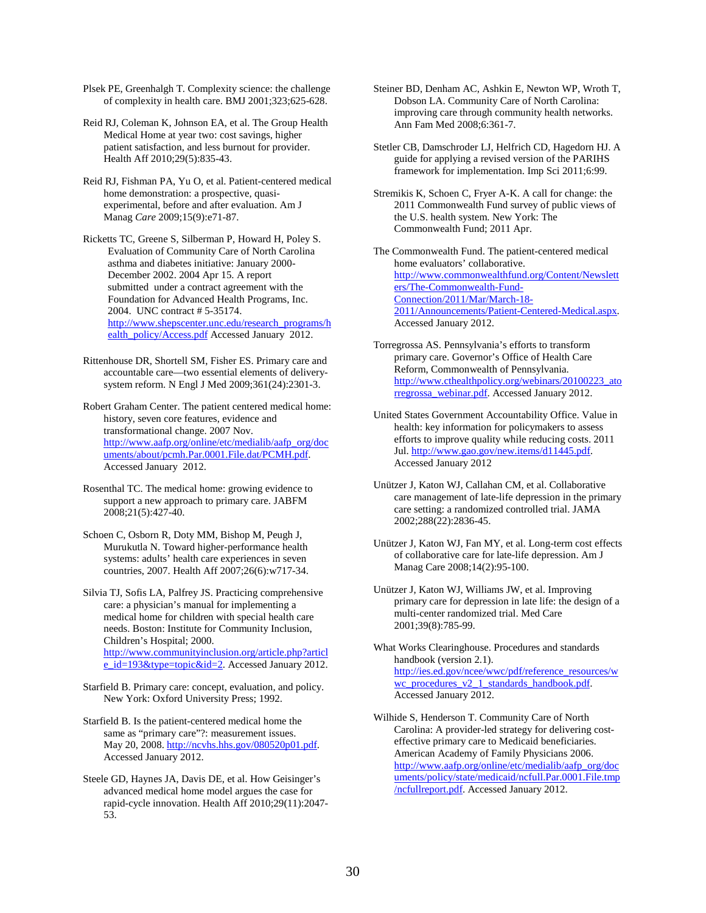Plsek PE, Greenhalgh T. Complexity science: the challenge of complexity in health care. BMJ 2001;323;625-628.

Reid RJ, Coleman K, Johnson EA, et al. The Group Health Medical Home at year two: cost savings, higher patient satisfaction, and less burnout for provider. Health Aff 2010;29(5):835-43.

Reid RJ, Fishman PA, Yu O, et al. Patient-centered medical home demonstration: a prospective, quasi-experimental, before and after evaluation. Am J Manag *Care* 2009;15(9):e71-87.

Ricketts TC, Greene S, Silberman P, Howard H, Poley S. Evaluation of Community Care of North Carolina asthma and diabetes initiative: January 2000-December 2002. 2004 Apr 15. A report submitted under a contract agreement with the Foundation for Advanced Health Programs, Inc. 2004. UNC contract # 5-35174. http://www.shepscenter.unc.edu/research_programs/health_policy/Access.pdf Accessed January 2012.

Rittenhouse DR, Shortell SM, Fisher ES. Primary care and accountable care—two essential elements of delivery-system reform. N Engl J Med 2009;361(24):2301-3.

Robert Graham Center. The patient centered medical home: history, seven core features, evidence and transformational change. 2007 Nov. http://www.aafp.org/online/etc/medialib/aafp_org/documents/about/pcmh.Par.0001.File.dat/PCMH.pdf. Accessed January 2012.

Rosenthal TC. The medical home: growing evidence to support a new approach to primary care. JABFM 2008;21(5):427-40.

Schoen C, Osborn R, Doty MM, Bishop M, Peugh J, Murukutla N. Toward higher-performance health systems: adults' health care experiences in seven countries, 2007. Health Aff 2007;26(6):w717-34.

Silvia TJ, Sofis LA, Palfrey JS. Practicing comprehensive care: a physician's manual for implementing a medical home for children with special health care needs. Boston: Institute for Community Inclusion, Children's Hospital; 2000. http://www.communityinclusion.org/article.php?article_id=193&type=topic&id=2. Accessed January 2012.

Starfield B. Primary care: concept, evaluation, and policy. New York: Oxford University Press; 1992.

Starfield B. Is the patient-centered medical home the same as "primary care"?: measurement issues. May 20, 2008. http://ncvhs.hhs.gov/080520p01.pdf. Accessed January 2012.

Steele GD, Haynes JA, Davis DE, et al. How Geisinger's advanced medical home model argues the case for rapid-cycle innovation. Health Aff 2010;29(11):2047-53.

Steiner BD, Denham AC, Ashkin E, Newton WP, Wroth T, Dobson LA. Community Care of North Carolina: improving care through community health networks. Ann Fam Med 2008;6:361-7.

Stetler CB, Damschroder LJ, Helfrich CD, Hagedorn HJ. A guide for applying a revised version of the PARIHS framework for implementation. Imp Sci 2011;6:99.

Stremikis K, Schoen C, Fryer A-K. A call for change: the 2011 Commonwealth Fund survey of public views of the U.S. health system. New York: The Commonwealth Fund; 2011 Apr.

The Commonwealth Fund. The patient-centered medical home evaluators' collaborative. http://www.commonwealthfund.org/Content/Newsletters/The-Commonwealth-Fund-Connection/2011/Mar/March-18-2011/Announcements/Patient-Centered-Medical.aspx. Accessed January 2012.

Torregrossa AS. Pennsylvania's efforts to transform primary care. Governor's Office of Health Care Reform, Commonwealth of Pennsylvania. http://www.cthealthpolicy.org/webinars/20100223_atorregrossa_webinar.pdf. Accessed January 2012.

United States Government Accountability Office. Value in health: key information for policymakers to assess efforts to improve quality while reducing costs. 2011 Jul. http://www.gao.gov/new.items/d11445.pdf. Accessed January 2012

Unützer J, Katon WJ, Callahan CM, et al. Collaborative care management of late-life depression in the primary care setting: a randomized controlled trial. JAMA 2002;288(22):2836-45.

Unützer J, Katon WJ, Fan MY, et al. Long-term cost effects of collaborative care for late-life depression. Am J Manag Care 2008;14(2):95-100.

Unützer J, Katon WJ, Williams JW, et al. Improving primary care for depression in late life: the design of a multi-center randomized trial. Med Care 2001;39(8):785-99.

What Works Clearinghouse. Procedures and standards handbook (version 2.1). http://ies.ed.gov/ncee/wwc/pdf/reference_resources/wwc_procedures_v2_1_standards_handbook.pdf. Accessed January 2012.

Wilhide S, Henderson T. Community Care of North Carolina: A provider-led strategy for delivering cost-effective primary care to Medicaid beneficiaries. American Academy of Family Physicians 2006. http://www.aafp.org/online/etc/medialib/aafp_org/documents/policy/state/medicaid/ncfull.Par.0001.File.tmp/ncfullreport.pdf. Accessed January 2012.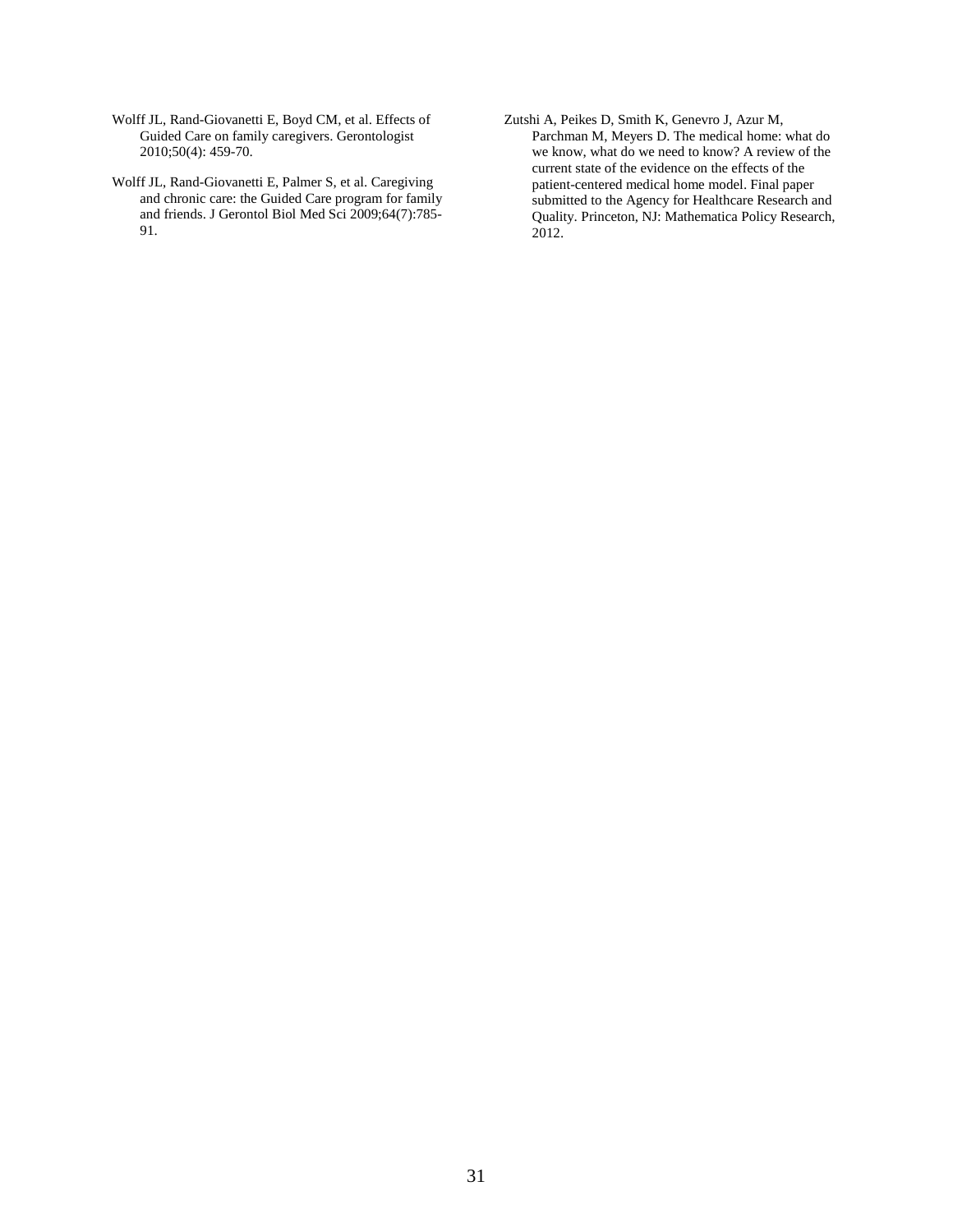Wolff JL, Rand-Giovanetti E, Boyd CM, et al. Effects of Guided Care on family caregivers. Gerontologist 2010;50(4): 459-70.

Wolff JL, Rand-Giovanetti E, Palmer S, et al. Caregiving and chronic care: the Guided Care program for family and friends. J Gerontol Biol Med Sci 2009;64(7):785-91.

Zutshi A, Peikes D, Smith K, Genevro J, Azur M, Parchman M, Meyers D. The medical home: what do we know, what do we need to know? A review of the current state of the evidence on the effects of the patient-centered medical home model. Final paper submitted to the Agency for Healthcare Research and Quality. Princeton, NJ: Mathematica Policy Research, 2012.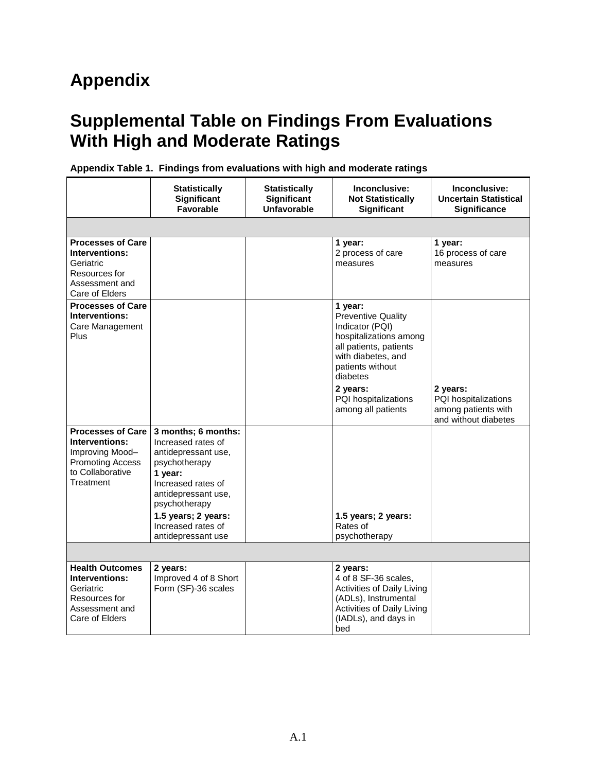# Appendix

# Supplemental Table on Findings From Evaluations With High and Moderate Ratings

**Appendix Table 1. Findings from evaluations with high and moderate ratings**

| | Statistically Significant Favorable | Statistically Significant Unfavorable | Inconclusive: Not Statistically Significant | Inconclusive: Uncertain Statistical Significance |
|---|---|---|---|---|
| | | | | |
| **Processes of Care Interventions:** Geriatric Resources for Assessment and Care of Elders | | | **1 year:** 2 process of care measures | **1 year:** 16 process of care measures |
| **Processes of Care Interventions:** Care Management Plus | | | **1 year:** Preventive Quality Indicator (PQI) hospitalizations among all patients, patients with diabetes, and patients without diabetes<br>**2 years:** PQI hospitalizations among all patients | **2 years:** PQI hospitalizations among patients with and without diabetes |
| **Processes of Care Interventions:** Improving Mood–Promoting Access to Collaborative Treatment | **3 months; 6 months:** Increased rates of antidepressant use, psychotherapy<br>**1 year:** Increased rates of antidepressant use, psychotherapy<br>**1.5 years; 2 years:** Increased rates of antidepressant use | | **1.5 years; 2 years:** Rates of psychotherapy | |
| | | | | |
| **Health Outcomes Interventions:** Geriatric Resources for Assessment and Care of Elders | **2 years:** Improved 4 of 8 Short Form (SF)-36 scales | | **2 years:** 4 of 8 SF-36 scales, Activities of Daily Living (ADLs), Instrumental Activities of Daily Living (IADLs), and days in bed | |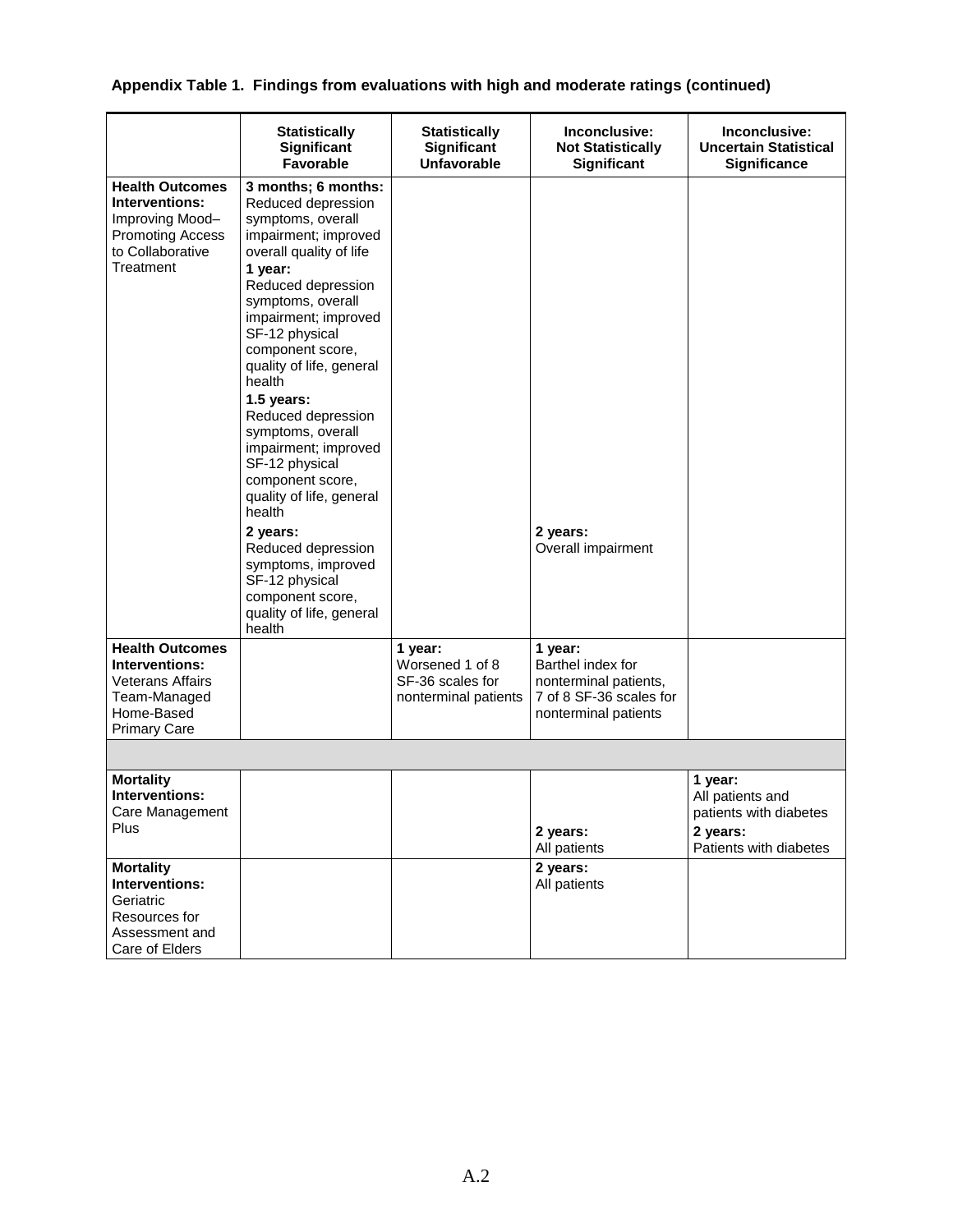**Appendix Table 1. Findings from evaluations with high and moderate ratings (continued)**

| | Statistically Significant Favorable | Statistically Significant Unfavorable | Inconclusive: Not Statistically Significant | Inconclusive: Uncertain Statistical Significance |
|---|---|---|---|---|
| **Health Outcomes Interventions:** Improving Mood–Promoting Access to Collaborative Treatment | **3 months; 6 months:** Reduced depression symptoms, overall impairment; improved overall quality of life **1 year:** Reduced depression symptoms, overall impairment; improved SF-12 physical component score, quality of life, general health **1.5 years:** Reduced depression symptoms, overall impairment; improved SF-12 physical component score, quality of life, general health **2 years:** Reduced depression symptoms, improved SF-12 physical component score, quality of life, general health | | **2 years:** Overall impairment | |
| **Health Outcomes Interventions:** Veterans Affairs Team-Managed Home-Based Primary Care | | **1 year:** Worsened 1 of 8 SF-36 scales for nonterminal patients | **1 year:** Barthel index for nonterminal patients, 7 of 8 SF-36 scales for nonterminal patients | |
| | | | | |
| **Mortality Interventions:** Care Management Plus | | | **2 years:** All patients | **1 year:** All patients and patients with diabetes **2 years:** Patients with diabetes |
| **Mortality Interventions:** Geriatric Resources for Assessment and Care of Elders | | | **2 years:** All patients | |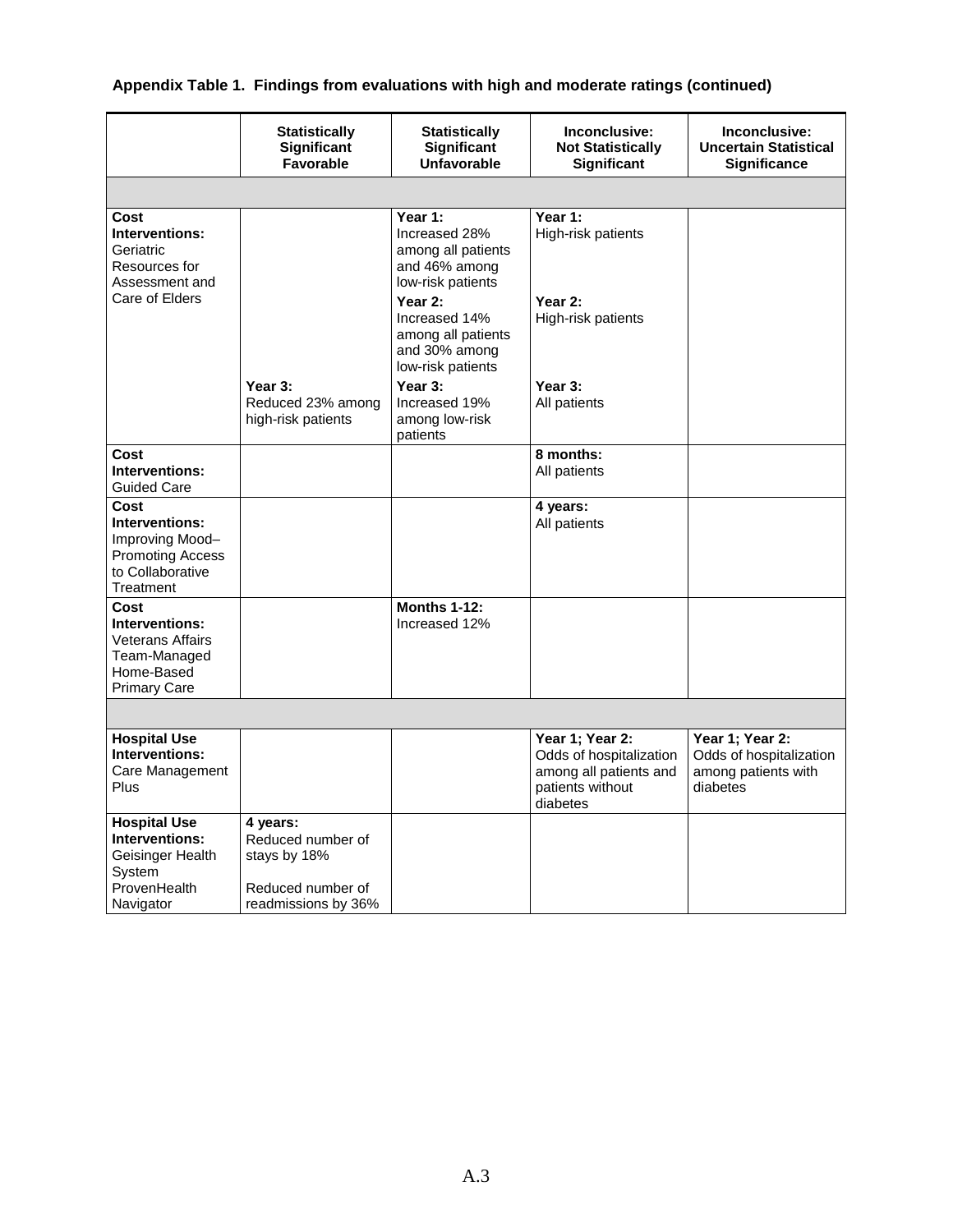**Appendix Table 1. Findings from evaluations with high and moderate ratings (continued)**

| | Statistically Significant Favorable | Statistically Significant Unfavorable | Inconclusive: Not Statistically Significant | Inconclusive: Uncertain Statistical Significance |
|---|---|---|---|---|
| | | | | |
| **Cost Interventions:** Geriatric Resources for Assessment and Care of Elders | | **Year 1:** Increased 28% among all patients and 46% among low-risk patients | **Year 1:** High-risk patients | |
| | | **Year 2:** Increased 14% among all patients and 30% among low-risk patients | **Year 2:** High-risk patients | |
| | **Year 3:** Reduced 23% among high-risk patients | **Year 3:** Increased 19% among low-risk patients | **Year 3:** All patients | |
| **Cost Interventions:** Guided Care | | | **8 months:** All patients | |
| **Cost Interventions:** Improving Mood–Promoting Access to Collaborative Treatment | | | **4 years:** All patients | |
| **Cost Interventions:** Veterans Affairs Team-Managed Home-Based Primary Care | | **Months 1-12:** Increased 12% | | |
| | | | | |
| **Hospital Use Interventions:** Care Management Plus | | | **Year 1; Year 2:** Odds of hospitalization among all patients and patients without diabetes | **Year 1; Year 2:** Odds of hospitalization among patients with diabetes |
| **Hospital Use Interventions:** Geisinger Health System ProvenHealth Navigator | **4 years:** Reduced number of stays by 18%<br><br>Reduced number of readmissions by 36% | | | |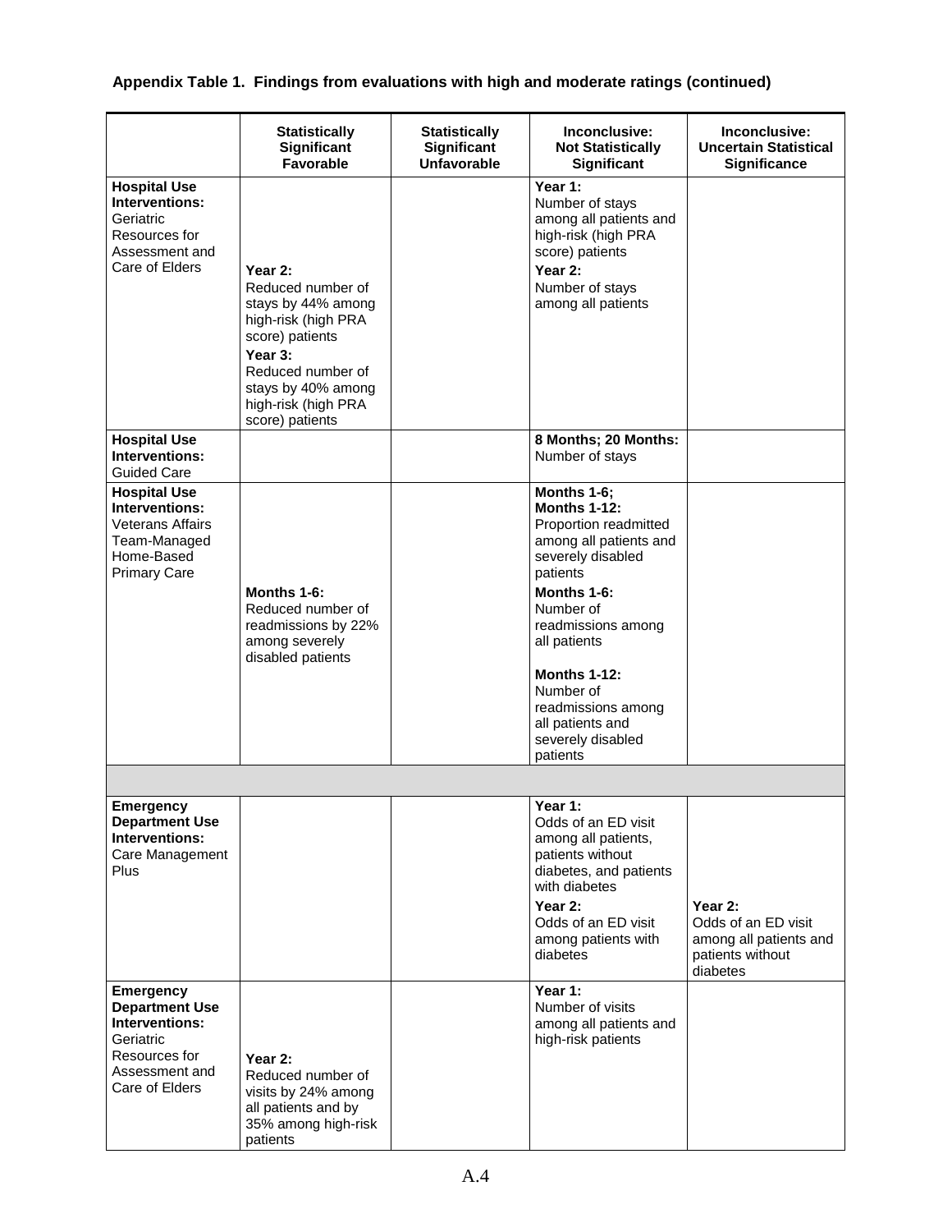**Appendix Table 1. Findings from evaluations with high and moderate ratings (continued)**

| | Statistically Significant Favorable | Statistically Significant Unfavorable | Inconclusive: Not Statistically Significant | Inconclusive: Uncertain Statistical Significance |
|---|---|---|---|---|
| **Hospital Use Interventions:** Geriatric Resources for Assessment and Care of Elders | **Year 2:** Reduced number of stays by 44% among high-risk (high PRA score) patients **Year 3:** Reduced number of stays by 40% among high-risk (high PRA score) patients | | **Year 1:** Number of stays among all patients and high-risk (high PRA score) patients **Year 2:** Number of stays among all patients | |
| **Hospital Use Interventions:** Guided Care | | | **8 Months; 20 Months:** Number of stays | |
| **Hospital Use Interventions:** Veterans Affairs Team-Managed Home-Based Primary Care | **Months 1-6:** Reduced number of readmissions by 22% among severely disabled patients | | **Months 1-6; Months 1-12:** Proportion readmitted among all patients and severely disabled patients **Months 1-6:** Number of readmissions among all patients **Months 1-12:** Number of readmissions among all patients and severely disabled patients | |
| | | | | |
| **Emergency Department Use Interventions:** Care Management Plus | | | **Year 1:** Odds of an ED visit among all patients, patients without diabetes, and patients with diabetes **Year 2:** Odds of an ED visit among patients with diabetes | **Year 2:** Odds of an ED visit among all patients and patients without diabetes |
| **Emergency Department Use Interventions:** Geriatric Resources for Assessment and Care of Elders | **Year 2:** Reduced number of visits by 24% among all patients and by 35% among high-risk patients | | **Year 1:** Number of visits among all patients and high-risk patients | |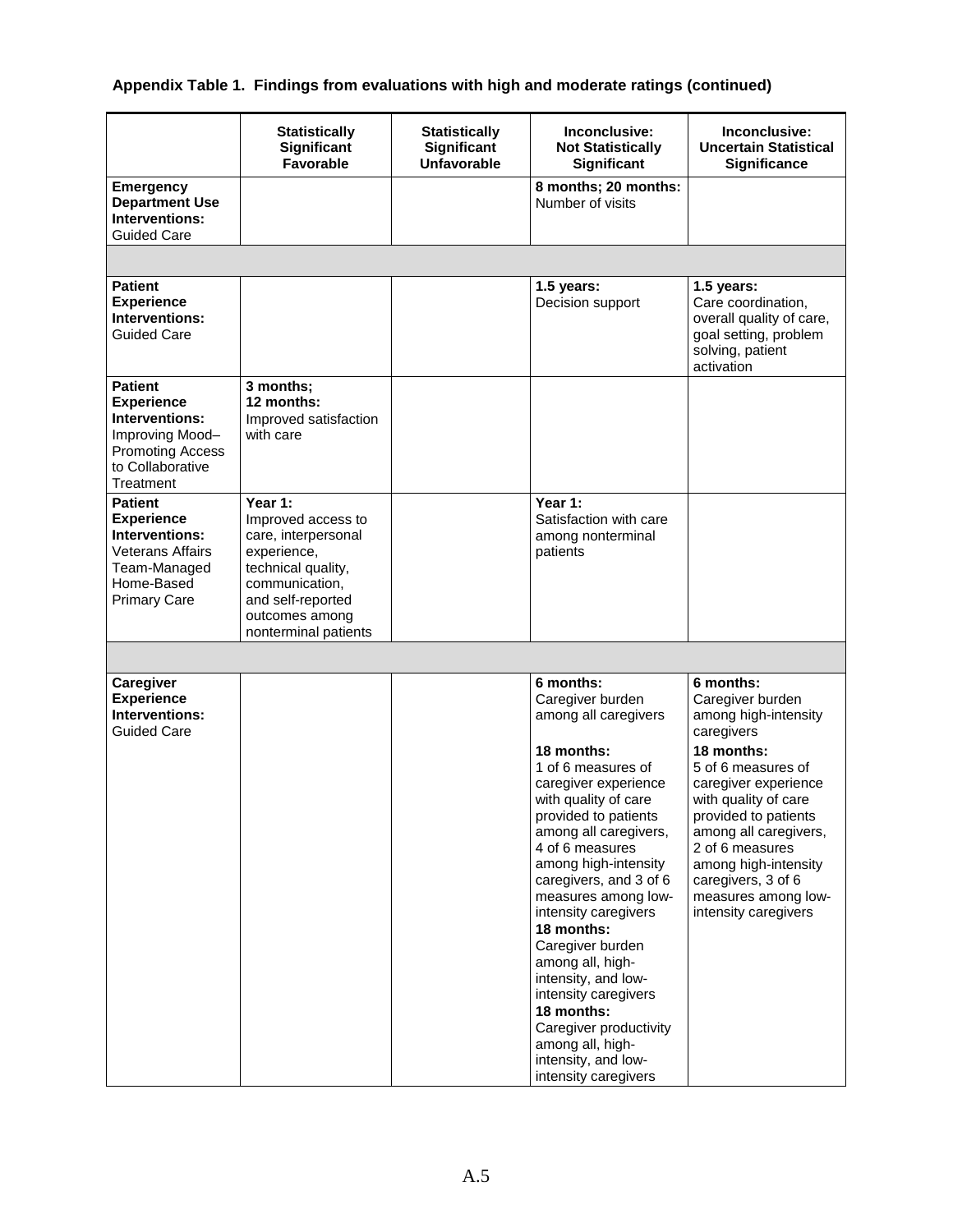**Appendix Table 1. Findings from evaluations with high and moderate ratings (continued)**

| | Statistically Significant Favorable | Statistically Significant Unfavorable | Inconclusive: Not Statistically Significant | Inconclusive: Uncertain Statistical Significance |
|---|---|---|---|---|
| **Emergency Department Use Interventions:** Guided Care | | | **8 months; 20 months:** Number of visits | |
| | | | | |
| **Patient Experience Interventions:** Guided Care | | | **1.5 years:** Decision support | **1.5 years:** Care coordination, overall quality of care, goal setting, problem solving, patient activation |
| **Patient Experience Interventions:** Improving Mood–Promoting Access to Collaborative Treatment | **3 months; 12 months:** Improved satisfaction with care | | | |
| **Patient Experience Interventions:** Veterans Affairs Team-Managed Home-Based Primary Care | **Year 1:** Improved access to care, interpersonal experience, technical quality, communication, and self-reported outcomes among nonterminal patients | | **Year 1:** Satisfaction with care among nonterminal patients | |
| | | | | |
| **Caregiver Experience Interventions:** Guided Care | | | **6 months:** Caregiver burden among all caregivers<br><br>**18 months:** 1 of 6 measures of caregiver experience with quality of care provided to patients among all caregivers, 4 of 6 measures among high-intensity caregivers, and 3 of 6 measures among low-intensity caregivers<br>**18 months:** Caregiver burden among all, high-intensity, and low-intensity caregivers<br>**18 months:** Caregiver productivity among all, high-intensity, and low-intensity caregivers | **6 months:** Caregiver burden among high-intensity caregivers<br>**18 months:** 5 of 6 measures of caregiver experience with quality of care provided to patients among all caregivers, 2 of 6 measures among high-intensity caregivers, 3 of 6 measures among low-intensity caregivers |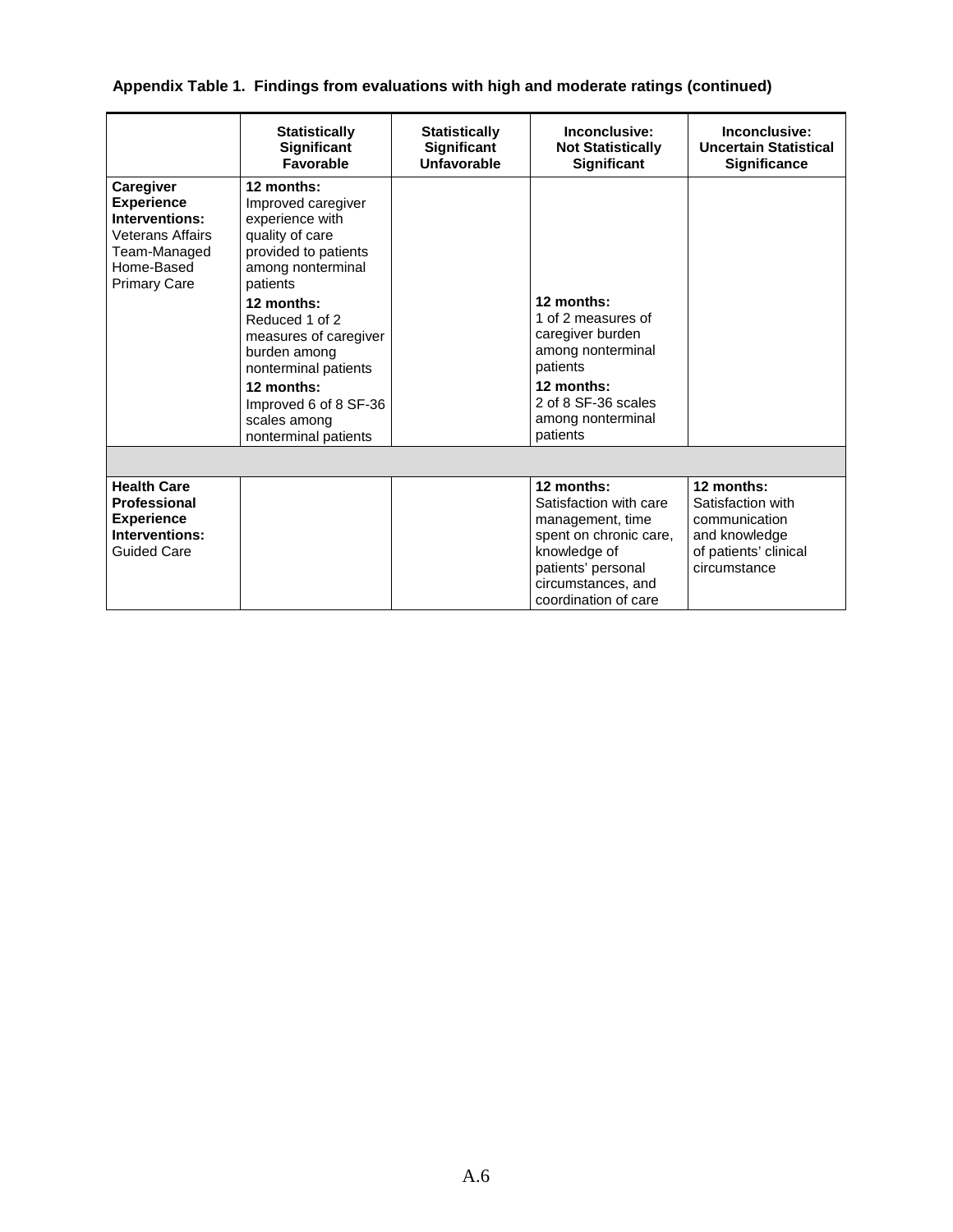**Appendix Table 1. Findings from evaluations with high and moderate ratings (continued)**

| | Statistically Significant Favorable | Statistically Significant Unfavorable | Inconclusive: Not Statistically Significant | Inconclusive: Uncertain Statistical Significance |
|---|---|---|---|---|
| **Caregiver Experience Interventions:** Veterans Affairs Team-Managed Home-Based Primary Care | **12 months:** Improved caregiver experience with quality of care provided to patients among nonterminal patients<br>**12 months:** Reduced 1 of 2 measures of caregiver burden among nonterminal patients<br>**12 months:** Improved 6 of 8 SF-36 scales among nonterminal patients | | **12 months:** 1 of 2 measures of caregiver burden among nonterminal patients<br>**12 months:** 2 of 8 SF-36 scales among nonterminal patients | |
| | | | | |
| **Health Care Professional Experience Interventions:** Guided Care | | | **12 months:** Satisfaction with care management, time spent on chronic care, knowledge of patients' personal circumstances, and coordination of care | **12 months:** Satisfaction with communication and knowledge of patients' clinical circumstance |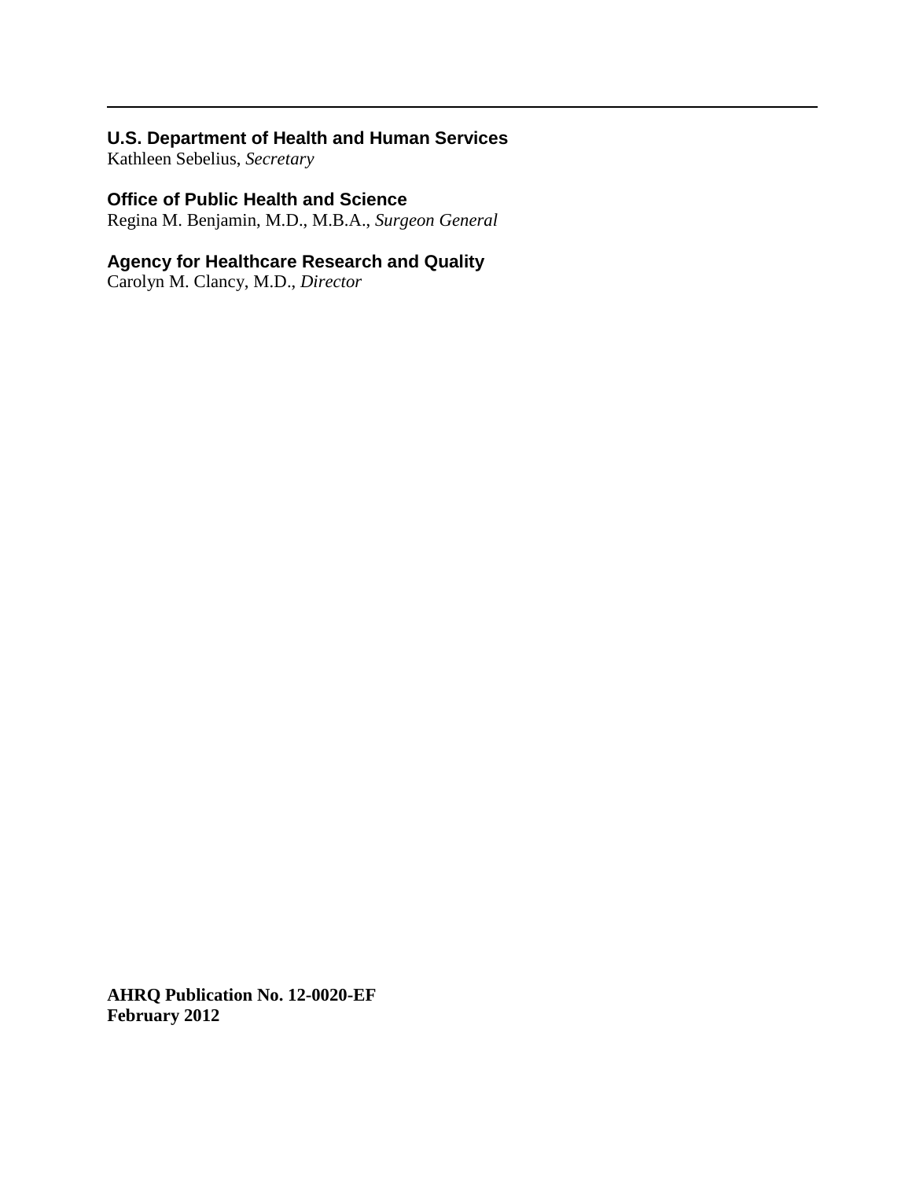**U.S. Department of Health and Human Services**
Kathleen Sebelius, *Secretary*

**Office of Public Health and Science**
Regina M. Benjamin, M.D., M.B.A., *Surgeon General*

**Agency for Healthcare Research and Quality**
Carolyn M. Clancy, M.D., *Director*

**AHRQ Publication No. 12-0020-EF**
**February 2012**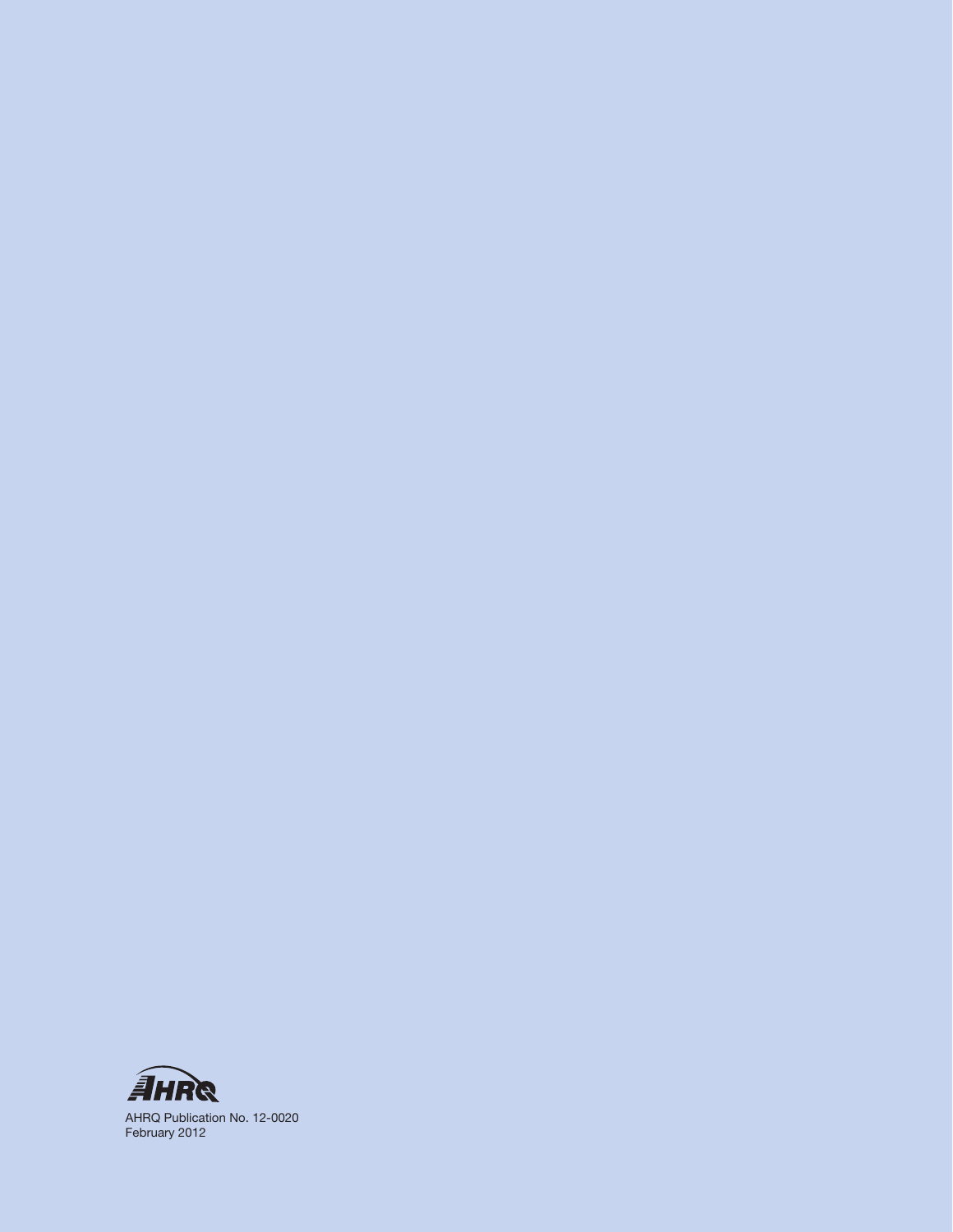AHRQ

AHRQ Publication No. 12-0020
February 2012